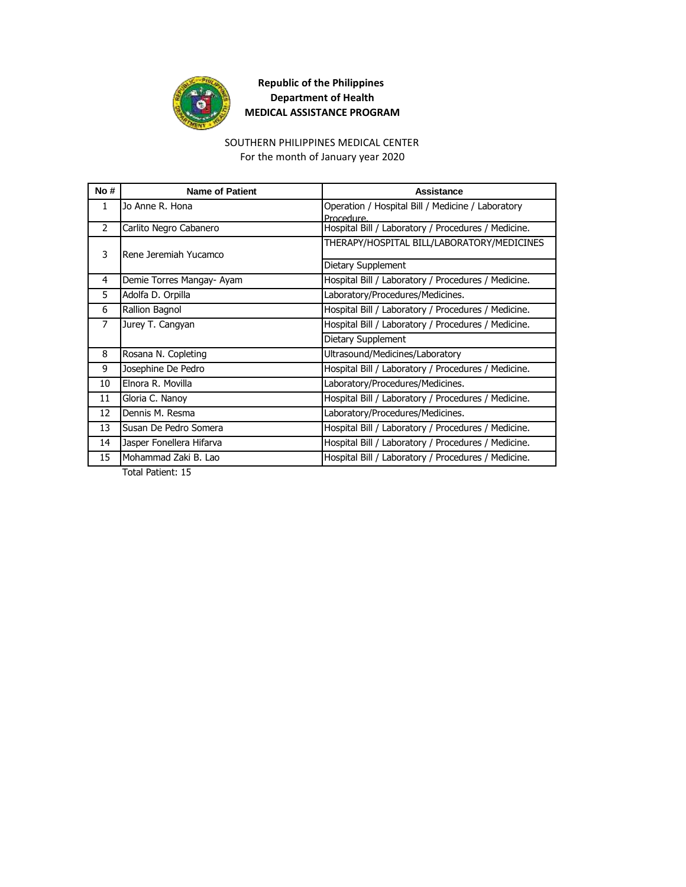**Republic of the Philippines**
**Department of Health**
**MEDICAL ASSISTANCE PROGRAM**

SOUTHERN PHILIPPINES MEDICAL CENTER
For the month of January year 2020

| No # | Name of Patient | Assistance |
|---|---|---|
| 1 | Jo Anne R. Hona | Operation / Hospital Bill / Medicine / Laboratory Procedure. |
| 2 | Carlito Negro Cabanero | Hospital Bill / Laboratory / Procedures / Medicine. |
| 3 | Rene Jeremiah Yucamco | THERAPY/HOSPITAL BILL/LABORATORY/MEDICINES |
| | | Dietary Supplement |
| 4 | Demie Torres Mangay- Ayam | Hospital Bill / Laboratory / Procedures / Medicine. |
| 5 | Adolfa D. Orpilla | Laboratory/Procedures/Medicines. |
| 6 | Rallion Bagnol | Hospital Bill / Laboratory / Procedures / Medicine. |
| 7 | Jurey T. Cangyan | Hospital Bill / Laboratory / Procedures / Medicine. |
| | | Dietary Supplement |
| 8 | Rosana N. Copleting | Ultrasound/Medicines/Laboratory |
| 9 | Josephine De Pedro | Hospital Bill / Laboratory / Procedures / Medicine. |
| 10 | Elnora R. Movilla | Laboratory/Procedures/Medicines. |
| 11 | Gloria C. Nanoy | Hospital Bill / Laboratory / Procedures / Medicine. |
| 12 | Dennis M. Resma | Laboratory/Procedures/Medicines. |
| 13 | Susan De Pedro Somera | Hospital Bill / Laboratory / Procedures / Medicine. |
| 14 | Jasper Fonellera Hifarva | Hospital Bill / Laboratory / Procedures / Medicine. |
| 15 | Mohammad Zaki B. Lao | Hospital Bill / Laboratory / Procedures / Medicine. |

Total Patient: 15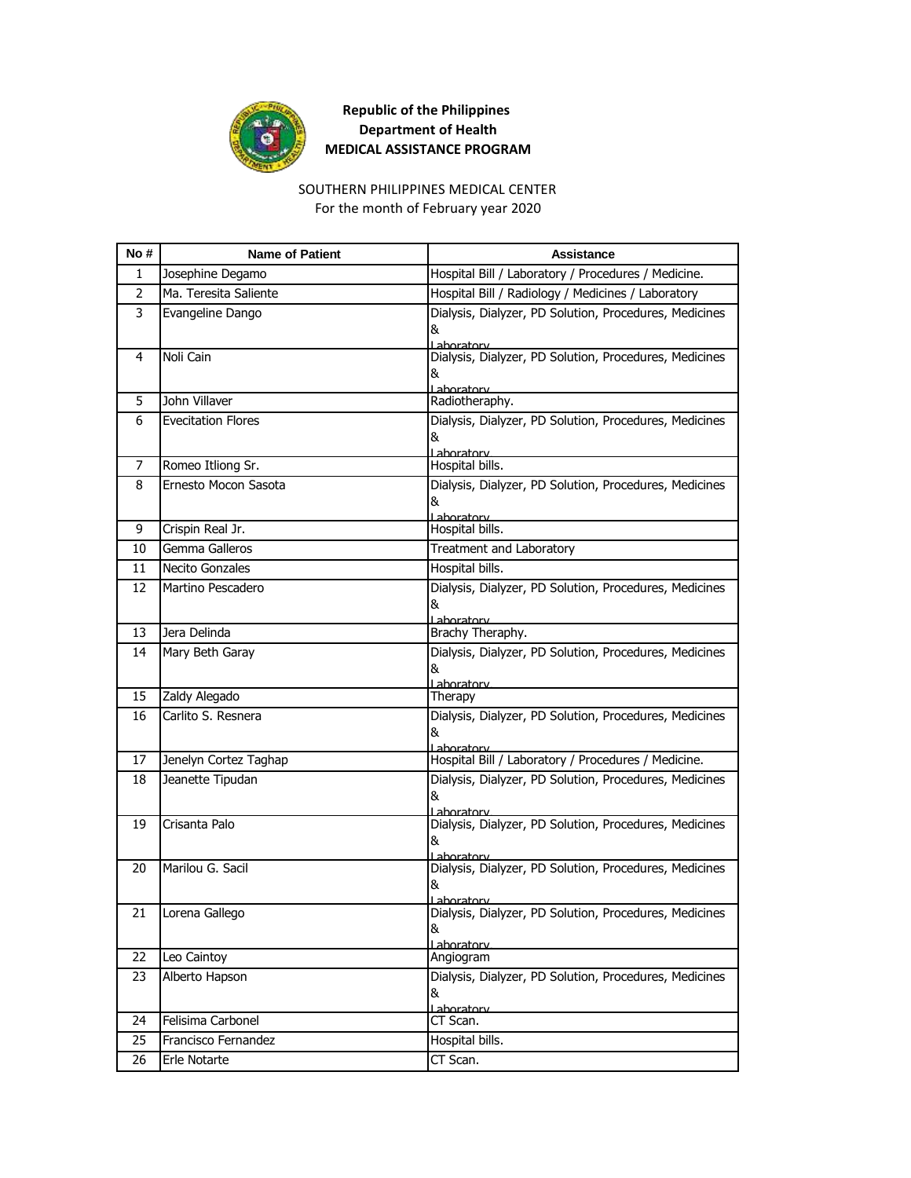**Republic of the Philippines**
**Department of Health**
**MEDICAL ASSISTANCE PROGRAM**

SOUTHERN PHILIPPINES MEDICAL CENTER
For the month of February year 2020

| No # | Name of Patient | Assistance |
|---|---|---|
| 1 | Josephine Degamo | Hospital Bill / Laboratory / Procedures / Medicine. |
| 2 | Ma. Teresita Saliente | Hospital Bill / Radiology / Medicines / Laboratory |
| 3 | Evangeline Dango | Dialysis, Dialyzer, PD Solution, Procedures, Medicines & Laboratory |
| 4 | Noli Cain | Dialysis, Dialyzer, PD Solution, Procedures, Medicines & Laboratory |
| 5 | John Villaver | Radiotheraphy. |
| 6 | Evecitation Flores | Dialysis, Dialyzer, PD Solution, Procedures, Medicines & Laboratory |
| 7 | Romeo Itliong Sr. | Hospital bills. |
| 8 | Ernesto Mocon Sasota | Dialysis, Dialyzer, PD Solution, Procedures, Medicines & Laboratory |
| 9 | Crispin Real Jr. | Hospital bills. |
| 10 | Gemma Galleros | Treatment and Laboratory |
| 11 | Necito Gonzales | Hospital bills. |
| 12 | Martino Pescadero | Dialysis, Dialyzer, PD Solution, Procedures, Medicines & Laboratory |
| 13 | Jera Delinda | Brachy Theraphy. |
| 14 | Mary Beth Garay | Dialysis, Dialyzer, PD Solution, Procedures, Medicines & Laboratory |
| 15 | Zaldy Alegado | Therapy |
| 16 | Carlito S. Resnera | Dialysis, Dialyzer, PD Solution, Procedures, Medicines & Laboratory |
| 17 | Jenelyn Cortez Taghap | Hospital Bill / Laboratory / Procedures / Medicine. |
| 18 | Jeanette Tipudan | Dialysis, Dialyzer, PD Solution, Procedures, Medicines & Laboratory |
| 19 | Crisanta Palo | Dialysis, Dialyzer, PD Solution, Procedures, Medicines & Laboratory |
| 20 | Marilou G. Sacil | Dialysis, Dialyzer, PD Solution, Procedures, Medicines & Laboratory |
| 21 | Lorena Gallego | Dialysis, Dialyzer, PD Solution, Procedures, Medicines & Laboratory |
| 22 | Leo Caintoy | Angiogram |
| 23 | Alberto Hapson | Dialysis, Dialyzer, PD Solution, Procedures, Medicines & Laboratory |
| 24 | Felisima Carbonel | CT Scan. |
| 25 | Francisco Fernandez | Hospital bills. |
| 26 | Erle Notarte | CT Scan. |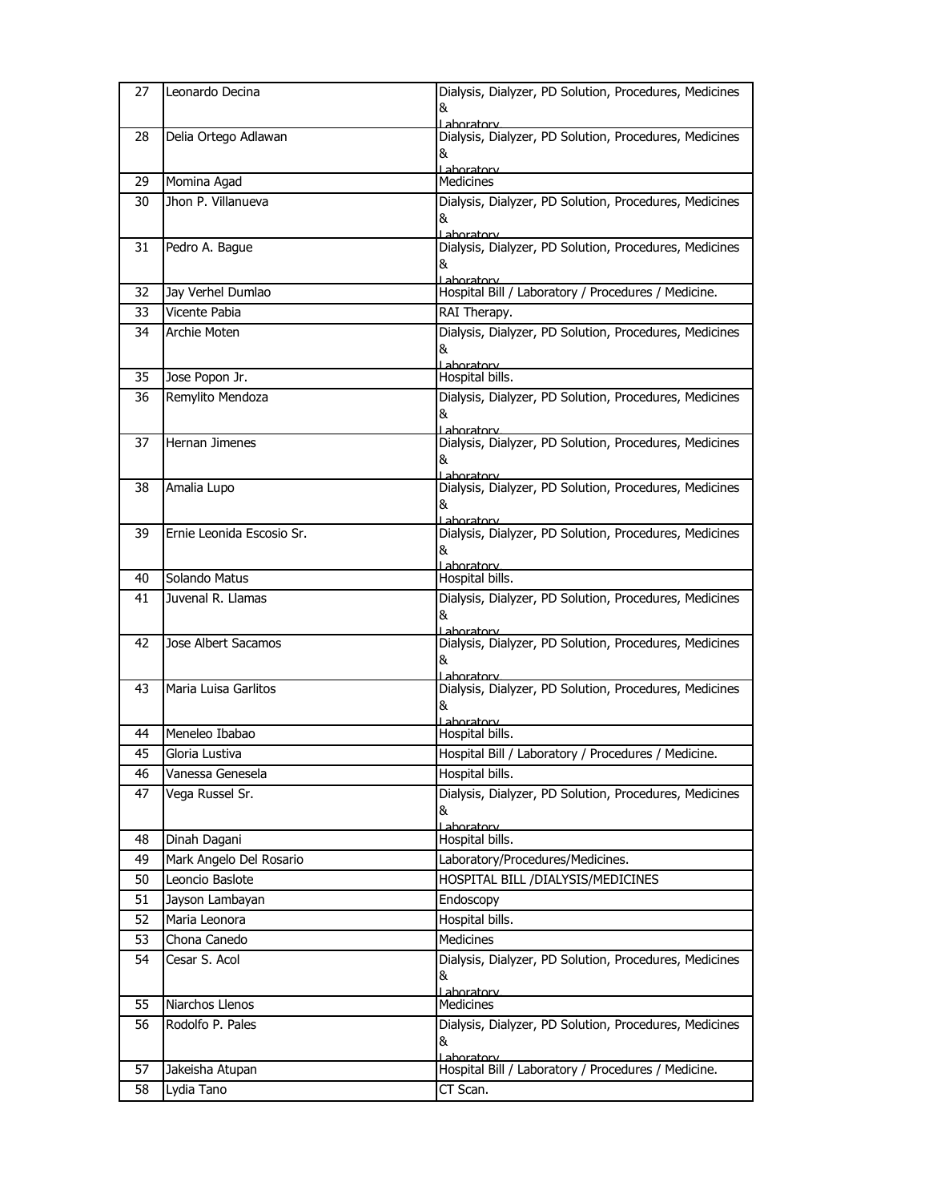| 27 | Leonardo Decina | Dialysis, Dialyzer, PD Solution, Procedures, Medicines & Laboratory |
|---|---|---|
| 28 | Delia Ortego Adlawan | Dialysis, Dialyzer, PD Solution, Procedures, Medicines & Laboratory |
| 29 | Momina Agad | Medicines |
| 30 | Jhon P. Villanueva | Dialysis, Dialyzer, PD Solution, Procedures, Medicines & Laboratory |
| 31 | Pedro A. Bague | Dialysis, Dialyzer, PD Solution, Procedures, Medicines & Laboratory |
| 32 | Jay Verhel Dumlao | Hospital Bill / Laboratory / Procedures / Medicine. |
| 33 | Vicente Pabia | RAI Therapy. |
| 34 | Archie Moten | Dialysis, Dialyzer, PD Solution, Procedures, Medicines & Laboratory |
| 35 | Jose Popon Jr. | Hospital bills. |
| 36 | Remylito Mendoza | Dialysis, Dialyzer, PD Solution, Procedures, Medicines & Laboratory |
| 37 | Hernan Jimenes | Dialysis, Dialyzer, PD Solution, Procedures, Medicines & Laboratory |
| 38 | Amalia Lupo | Dialysis, Dialyzer, PD Solution, Procedures, Medicines & Laboratory |
| 39 | Ernie Leonida Escosio Sr. | Dialysis, Dialyzer, PD Solution, Procedures, Medicines & Laboratory |
| 40 | Solando Matus | Hospital bills. |
| 41 | Juvenal R. Llamas | Dialysis, Dialyzer, PD Solution, Procedures, Medicines & Laboratory |
| 42 | Jose Albert Sacamos | Dialysis, Dialyzer, PD Solution, Procedures, Medicines & Laboratory |
| 43 | Maria Luisa Garlitos | Dialysis, Dialyzer, PD Solution, Procedures, Medicines & Laboratory |
| 44 | Meneleo Ibabao | Hospital bills. |
| 45 | Gloria Lustiva | Hospital Bill / Laboratory / Procedures / Medicine. |
| 46 | Vanessa Genesela | Hospital bills. |
| 47 | Vega Russel Sr. | Dialysis, Dialyzer, PD Solution, Procedures, Medicines & Laboratory |
| 48 | Dinah Dagani | Hospital bills. |
| 49 | Mark Angelo Del Rosario | Laboratory/Procedures/Medicines. |
| 50 | Leoncio Baslote | HOSPITAL BILL /DIALYSIS/MEDICINES |
| 51 | Jayson Lambayan | Endoscopy |
| 52 | Maria Leonora | Hospital bills. |
| 53 | Chona Canedo | Medicines |
| 54 | Cesar S. Acol | Dialysis, Dialyzer, PD Solution, Procedures, Medicines & Laboratory |
| 55 | Niarchos Llenos | Medicines |
| 56 | Rodolfo P. Pales | Dialysis, Dialyzer, PD Solution, Procedures, Medicines & Laboratory |
| 57 | Jakeisha Atupan | Hospital Bill / Laboratory / Procedures / Medicine. |
| 58 | Lydia Tano | CT Scan. |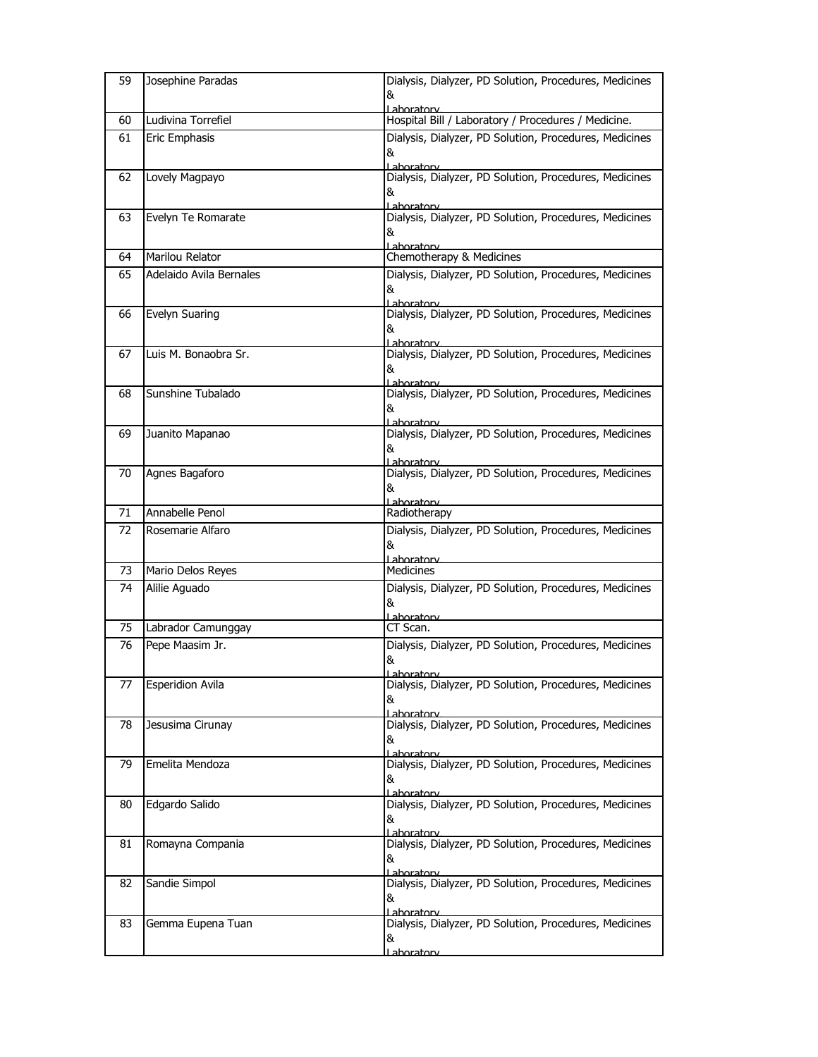| 59 | Josephine Paradas | Dialysis, Dialyzer, PD Solution, Procedures, Medicines & Laboratory |
|---|---|---|
| 60 | Ludivina Torrefiel | Hospital Bill / Laboratory / Procedures / Medicine. |
| 61 | Eric Emphasis | Dialysis, Dialyzer, PD Solution, Procedures, Medicines & Laboratory |
| 62 | Lovely Magpayo | Dialysis, Dialyzer, PD Solution, Procedures, Medicines & Laboratory |
| 63 | Evelyn Te Romarate | Dialysis, Dialyzer, PD Solution, Procedures, Medicines & Laboratory |
| 64 | Marilou Relator | Chemotherapy & Medicines |
| 65 | Adelaido Avila Bernales | Dialysis, Dialyzer, PD Solution, Procedures, Medicines & Laboratory |
| 66 | Evelyn Suaring | Dialysis, Dialyzer, PD Solution, Procedures, Medicines & Laboratory |
| 67 | Luis M. Bonaobra Sr. | Dialysis, Dialyzer, PD Solution, Procedures, Medicines & Laboratory |
| 68 | Sunshine Tubalado | Dialysis, Dialyzer, PD Solution, Procedures, Medicines & Laboratory |
| 69 | Juanito Mapanao | Dialysis, Dialyzer, PD Solution, Procedures, Medicines & Laboratory |
| 70 | Agnes Bagaforo | Dialysis, Dialyzer, PD Solution, Procedures, Medicines & Laboratory |
| 71 | Annabelle Penol | Radiotherapy |
| 72 | Rosemarie Alfaro | Dialysis, Dialyzer, PD Solution, Procedures, Medicines & Laboratory |
| 73 | Mario Delos Reyes | Medicines |
| 74 | Alilie Aguado | Dialysis, Dialyzer, PD Solution, Procedures, Medicines & Laboratory |
| 75 | Labrador Camunggay | CT Scan. |
| 76 | Pepe Maasim Jr. | Dialysis, Dialyzer, PD Solution, Procedures, Medicines & Laboratory |
| 77 | Esperidion Avila | Dialysis, Dialyzer, PD Solution, Procedures, Medicines & Laboratory |
| 78 | Jesusima Cirunay | Dialysis, Dialyzer, PD Solution, Procedures, Medicines & Laboratory |
| 79 | Emelita Mendoza | Dialysis, Dialyzer, PD Solution, Procedures, Medicines & Laboratory |
| 80 | Edgardo Salido | Dialysis, Dialyzer, PD Solution, Procedures, Medicines & Laboratory |
| 81 | Romayna Compania | Dialysis, Dialyzer, PD Solution, Procedures, Medicines & Laboratory |
| 82 | Sandie Simpol | Dialysis, Dialyzer, PD Solution, Procedures, Medicines & Laboratory |
| 83 | Gemma Eupena Tuan | Dialysis, Dialyzer, PD Solution, Procedures, Medicines & Laboratory |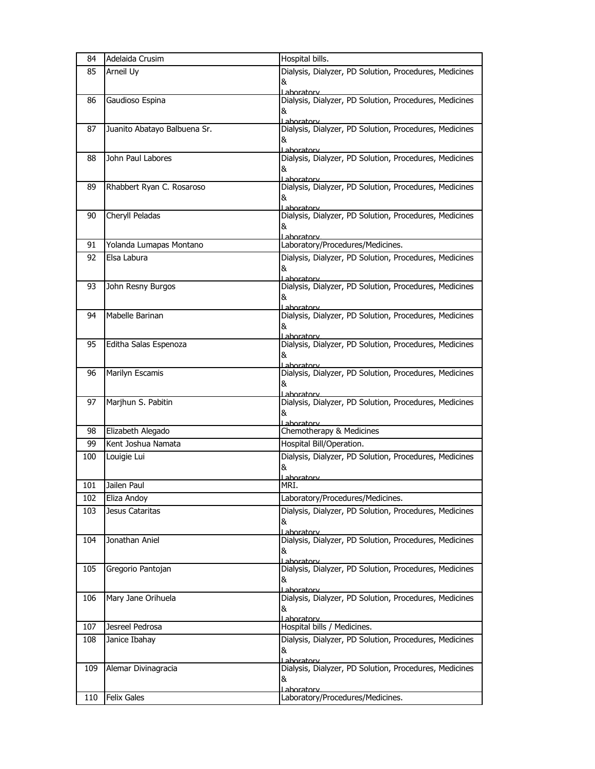| 84 | Adelaida Crusim | Hospital bills. |
|---|---|---|
| 85 | Arneil Uy | Dialysis, Dialyzer, PD Solution, Procedures, Medicines & Laboratory |
| 86 | Gaudioso Espina | Dialysis, Dialyzer, PD Solution, Procedures, Medicines & Laboratory |
| 87 | Juanito Abatayo Balbuena Sr. | Dialysis, Dialyzer, PD Solution, Procedures, Medicines & Laboratory |
| 88 | John Paul Labores | Dialysis, Dialyzer, PD Solution, Procedures, Medicines & Laboratory |
| 89 | Rhabbert Ryan C. Rosaroso | Dialysis, Dialyzer, PD Solution, Procedures, Medicines & Laboratory |
| 90 | Cheryll Peladas | Dialysis, Dialyzer, PD Solution, Procedures, Medicines & Laboratory |
| 91 | Yolanda Lumapas Montano | Laboratory/Procedures/Medicines. |
| 92 | Elsa Labura | Dialysis, Dialyzer, PD Solution, Procedures, Medicines & Laboratory |
| 93 | John Resny Burgos | Dialysis, Dialyzer, PD Solution, Procedures, Medicines & Laboratory |
| 94 | Mabelle Barinan | Dialysis, Dialyzer, PD Solution, Procedures, Medicines & Laboratory |
| 95 | Editha Salas Espenoza | Dialysis, Dialyzer, PD Solution, Procedures, Medicines & Laboratory |
| 96 | Marilyn Escamis | Dialysis, Dialyzer, PD Solution, Procedures, Medicines & Laboratory |
| 97 | Marjhun S. Pabitin | Dialysis, Dialyzer, PD Solution, Procedures, Medicines & Laboratory |
| 98 | Elizabeth Alegado | Chemotherapy & Medicines |
| 99 | Kent Joshua Namata | Hospital Bill/Operation. |
| 100 | Louigie Lui | Dialysis, Dialyzer, PD Solution, Procedures, Medicines & Laboratory |
| 101 | Jailen Paul | MRI. |
| 102 | Eliza Andoy | Laboratory/Procedures/Medicines. |
| 103 | Jesus Cataritas | Dialysis, Dialyzer, PD Solution, Procedures, Medicines & Laboratory |
| 104 | Jonathan Aniel | Dialysis, Dialyzer, PD Solution, Procedures, Medicines & Laboratory |
| 105 | Gregorio Pantojan | Dialysis, Dialyzer, PD Solution, Procedures, Medicines & Laboratory |
| 106 | Mary Jane Orihuela | Dialysis, Dialyzer, PD Solution, Procedures, Medicines & Laboratory |
| 107 | Jesreel Pedrosa | Hospital bills / Medicines. |
| 108 | Janice Ibahay | Dialysis, Dialyzer, PD Solution, Procedures, Medicines & Laboratory |
| 109 | Alemar Divinagracia | Dialysis, Dialyzer, PD Solution, Procedures, Medicines & Laboratory |
| 110 | Felix Gales | Laboratory/Procedures/Medicines. |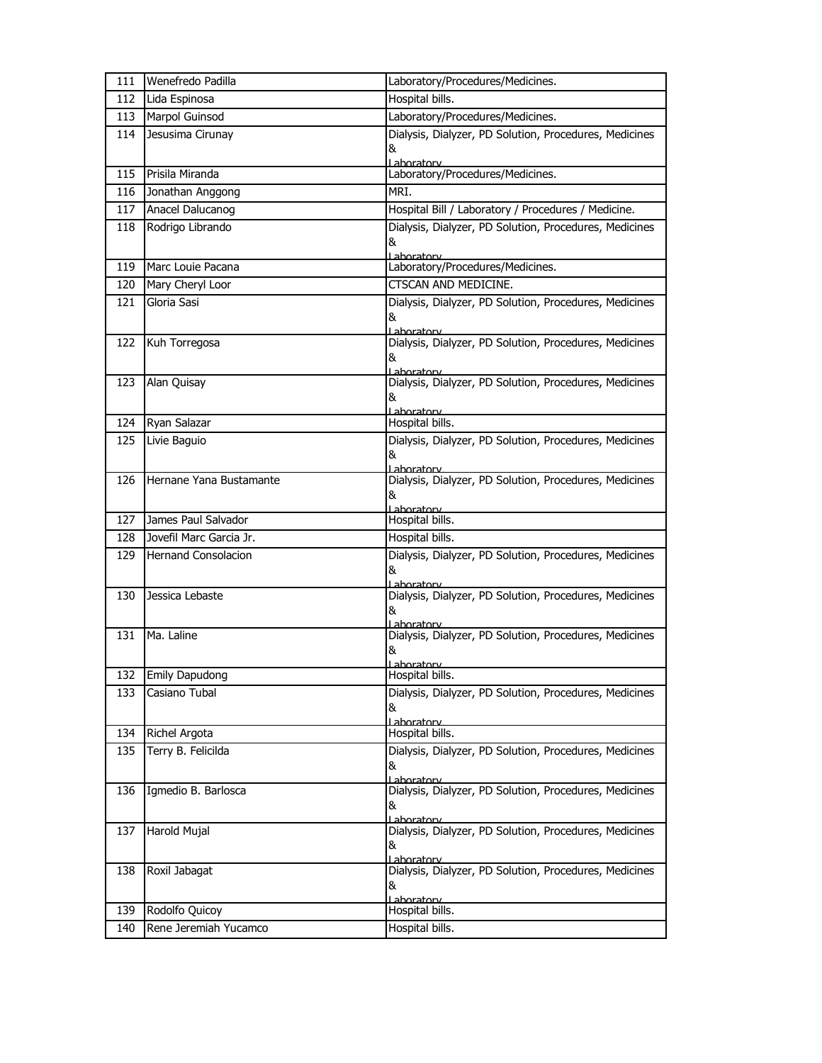| 111 | Wenefredo Padilla | Laboratory/Procedures/Medicines. |
|---|---|---|
| 112 | Lida Espinosa | Hospital bills. |
| 113 | Marpol Guinsod | Laboratory/Procedures/Medicines. |
| 114 | Jesusima Cirunay | Dialysis, Dialyzer, PD Solution, Procedures, Medicines & Laboratory |
| 115 | Prisila Miranda | Laboratory/Procedures/Medicines. |
| 116 | Jonathan Anggong | MRI. |
| 117 | Anacel Dalucanog | Hospital Bill / Laboratory / Procedures / Medicine. |
| 118 | Rodrigo Librando | Dialysis, Dialyzer, PD Solution, Procedures, Medicines & Laboratory |
| 119 | Marc Louie Pacana | Laboratory/Procedures/Medicines. |
| 120 | Mary Cheryl Loor | CTSCAN AND MEDICINE. |
| 121 | Gloria Sasi | Dialysis, Dialyzer, PD Solution, Procedures, Medicines & Laboratory |
| 122 | Kuh Torregosa | Dialysis, Dialyzer, PD Solution, Procedures, Medicines & Laboratory |
| 123 | Alan Quisay | Dialysis, Dialyzer, PD Solution, Procedures, Medicines & Laboratory |
| 124 | Ryan Salazar | Hospital bills. |
| 125 | Livie Baguio | Dialysis, Dialyzer, PD Solution, Procedures, Medicines & Laboratory |
| 126 | Hernane Yana Bustamante | Dialysis, Dialyzer, PD Solution, Procedures, Medicines & Laboratory |
| 127 | James Paul Salvador | Hospital bills. |
| 128 | Jovefil Marc Garcia Jr. | Hospital bills. |
| 129 | Hernand Consolacion | Dialysis, Dialyzer, PD Solution, Procedures, Medicines & Laboratory |
| 130 | Jessica Lebaste | Dialysis, Dialyzer, PD Solution, Procedures, Medicines & Laboratory |
| 131 | Ma. Laline | Dialysis, Dialyzer, PD Solution, Procedures, Medicines & Laboratory |
| 132 | Emily Dapudong | Hospital bills. |
| 133 | Casiano Tubal | Dialysis, Dialyzer, PD Solution, Procedures, Medicines & Laboratory |
| 134 | Richel Argota | Hospital bills. |
| 135 | Terry B. Felicilda | Dialysis, Dialyzer, PD Solution, Procedures, Medicines & Laboratory |
| 136 | Igmedio B. Barlosca | Dialysis, Dialyzer, PD Solution, Procedures, Medicines & Laboratory |
| 137 | Harold Mujal | Dialysis, Dialyzer, PD Solution, Procedures, Medicines & Laboratory |
| 138 | Roxil Jabagat | Dialysis, Dialyzer, PD Solution, Procedures, Medicines & Laboratory |
| 139 | Rodolfo Quicoy | Hospital bills. |
| 140 | Rene Jeremiah Yucamco | Hospital bills. |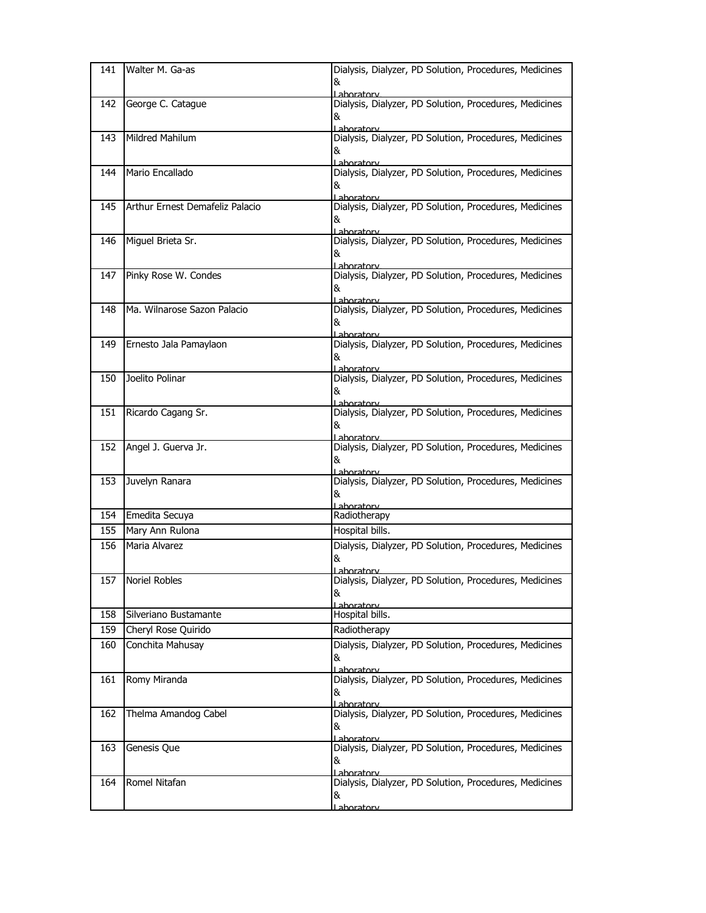| 141 | Walter M. Ga-as | Dialysis, Dialyzer, PD Solution, Procedures, Medicines & Laboratory |
|---|---|---|
| 142 | George C. Catague | Dialysis, Dialyzer, PD Solution, Procedures, Medicines & Laboratory |
| 143 | Mildred Mahilum | Dialysis, Dialyzer, PD Solution, Procedures, Medicines & Laboratory |
| 144 | Mario Encallado | Dialysis, Dialyzer, PD Solution, Procedures, Medicines & Laboratory |
| 145 | Arthur Ernest Demafeliz Palacio | Dialysis, Dialyzer, PD Solution, Procedures, Medicines & Laboratory |
| 146 | Miguel Brieta Sr. | Dialysis, Dialyzer, PD Solution, Procedures, Medicines & Laboratory |
| 147 | Pinky Rose W. Condes | Dialysis, Dialyzer, PD Solution, Procedures, Medicines & Laboratory |
| 148 | Ma. Wilnarose Sazon Palacio | Dialysis, Dialyzer, PD Solution, Procedures, Medicines & Laboratory |
| 149 | Ernesto Jala Pamaylaon | Dialysis, Dialyzer, PD Solution, Procedures, Medicines & Laboratory |
| 150 | Joelito Polinar | Dialysis, Dialyzer, PD Solution, Procedures, Medicines & Laboratory |
| 151 | Ricardo Cagang Sr. | Dialysis, Dialyzer, PD Solution, Procedures, Medicines & Laboratory |
| 152 | Angel J. Guerva Jr. | Dialysis, Dialyzer, PD Solution, Procedures, Medicines & Laboratory |
| 153 | Juvelyn Ranara | Dialysis, Dialyzer, PD Solution, Procedures, Medicines & Laboratory |
| 154 | Emedita Secuya | Radiotherapy |
| 155 | Mary Ann Rulona | Hospital bills. |
| 156 | Maria Alvarez | Dialysis, Dialyzer, PD Solution, Procedures, Medicines & Laboratory |
| 157 | Noriel Robles | Dialysis, Dialyzer, PD Solution, Procedures, Medicines & Laboratory |
| 158 | Silveriano Bustamante | Hospital bills. |
| 159 | Cheryl Rose Quirido | Radiotherapy |
| 160 | Conchita Mahusay | Dialysis, Dialyzer, PD Solution, Procedures, Medicines & Laboratory |
| 161 | Romy Miranda | Dialysis, Dialyzer, PD Solution, Procedures, Medicines & Laboratory |
| 162 | Thelma Amandog Cabel | Dialysis, Dialyzer, PD Solution, Procedures, Medicines & Laboratory |
| 163 | Genesis Que | Dialysis, Dialyzer, PD Solution, Procedures, Medicines & Laboratory |
| 164 | Romel Nitafan | Dialysis, Dialyzer, PD Solution, Procedures, Medicines & Laboratory |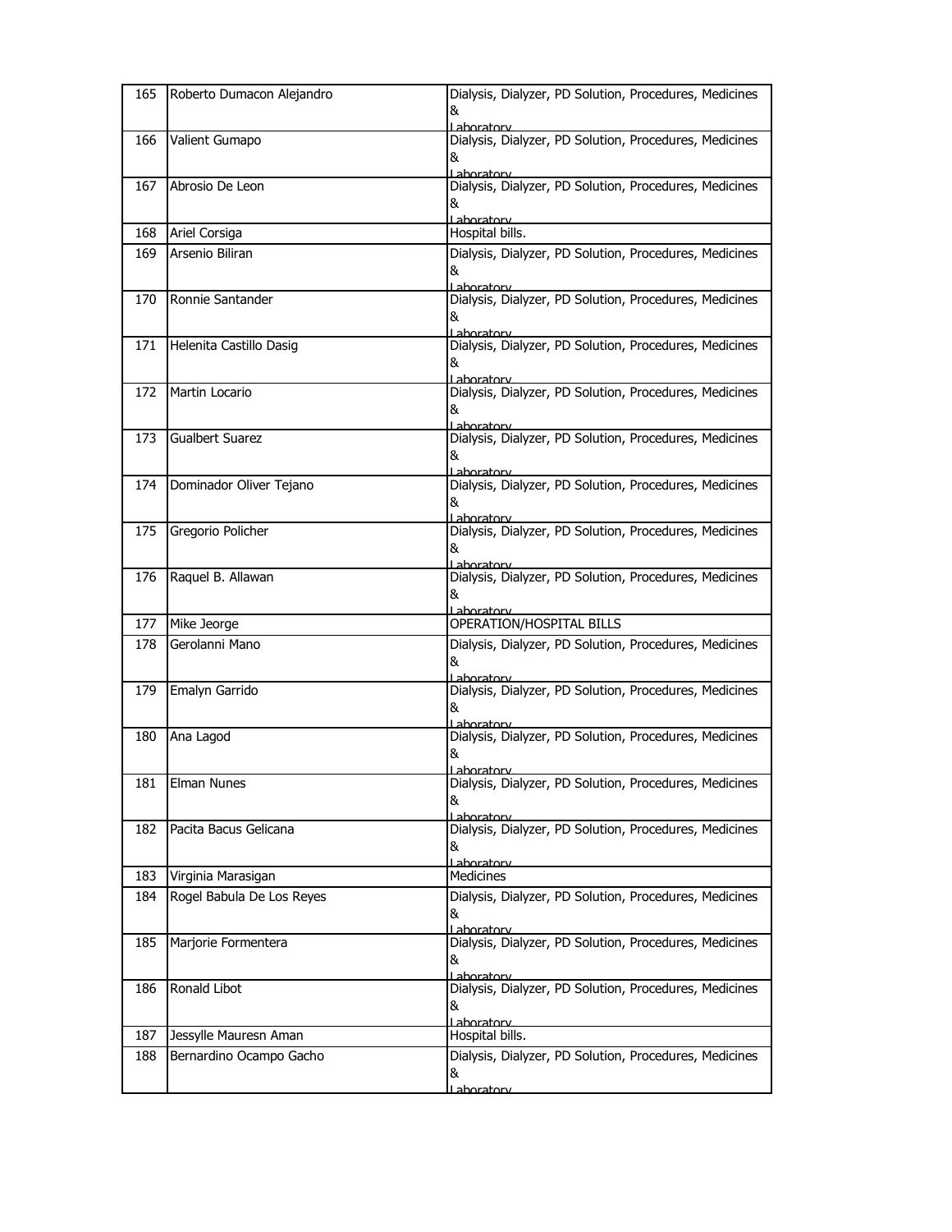| 165 | Roberto Dumacon Alejandro | Dialysis, Dialyzer, PD Solution, Procedures, Medicines & Laboratory |
|---|---|---|
| 166 | Valient Gumapo | Dialysis, Dialyzer, PD Solution, Procedures, Medicines & Laboratory |
| 167 | Abrosio De Leon | Dialysis, Dialyzer, PD Solution, Procedures, Medicines & Laboratory |
| 168 | Ariel Corsiga | Hospital bills. |
| 169 | Arsenio Biliran | Dialysis, Dialyzer, PD Solution, Procedures, Medicines & Laboratory |
| 170 | Ronnie Santander | Dialysis, Dialyzer, PD Solution, Procedures, Medicines & Laboratory |
| 171 | Helenita Castillo Dasig | Dialysis, Dialyzer, PD Solution, Procedures, Medicines & Laboratory |
| 172 | Martin Locario | Dialysis, Dialyzer, PD Solution, Procedures, Medicines & Laboratory |
| 173 | Gualbert Suarez | Dialysis, Dialyzer, PD Solution, Procedures, Medicines & Laboratory |
| 174 | Dominador Oliver Tejano | Dialysis, Dialyzer, PD Solution, Procedures, Medicines & Laboratory |
| 175 | Gregorio Policher | Dialysis, Dialyzer, PD Solution, Procedures, Medicines & Laboratory |
| 176 | Raquel B. Allawan | Dialysis, Dialyzer, PD Solution, Procedures, Medicines & Laboratory |
| 177 | Mike Jeorge | OPERATION/HOSPITAL BILLS |
| 178 | Gerolanni Mano | Dialysis, Dialyzer, PD Solution, Procedures, Medicines & Laboratory |
| 179 | Emalyn Garrido | Dialysis, Dialyzer, PD Solution, Procedures, Medicines & Laboratory |
| 180 | Ana Lagod | Dialysis, Dialyzer, PD Solution, Procedures, Medicines & Laboratory |
| 181 | Elman Nunes | Dialysis, Dialyzer, PD Solution, Procedures, Medicines & Laboratory |
| 182 | Pacita Bacus Gelicana | Dialysis, Dialyzer, PD Solution, Procedures, Medicines & Laboratory |
| 183 | Virginia Marasigan | Medicines |
| 184 | Rogel Babula De Los Reyes | Dialysis, Dialyzer, PD Solution, Procedures, Medicines & Laboratory |
| 185 | Marjorie Formentera | Dialysis, Dialyzer, PD Solution, Procedures, Medicines & Laboratory |
| 186 | Ronald Libot | Dialysis, Dialyzer, PD Solution, Procedures, Medicines & Laboratory |
| 187 | Jessylle Mauresn Aman | Hospital bills. |
| 188 | Bernardino Ocampo Gacho | Dialysis, Dialyzer, PD Solution, Procedures, Medicines & Laboratory |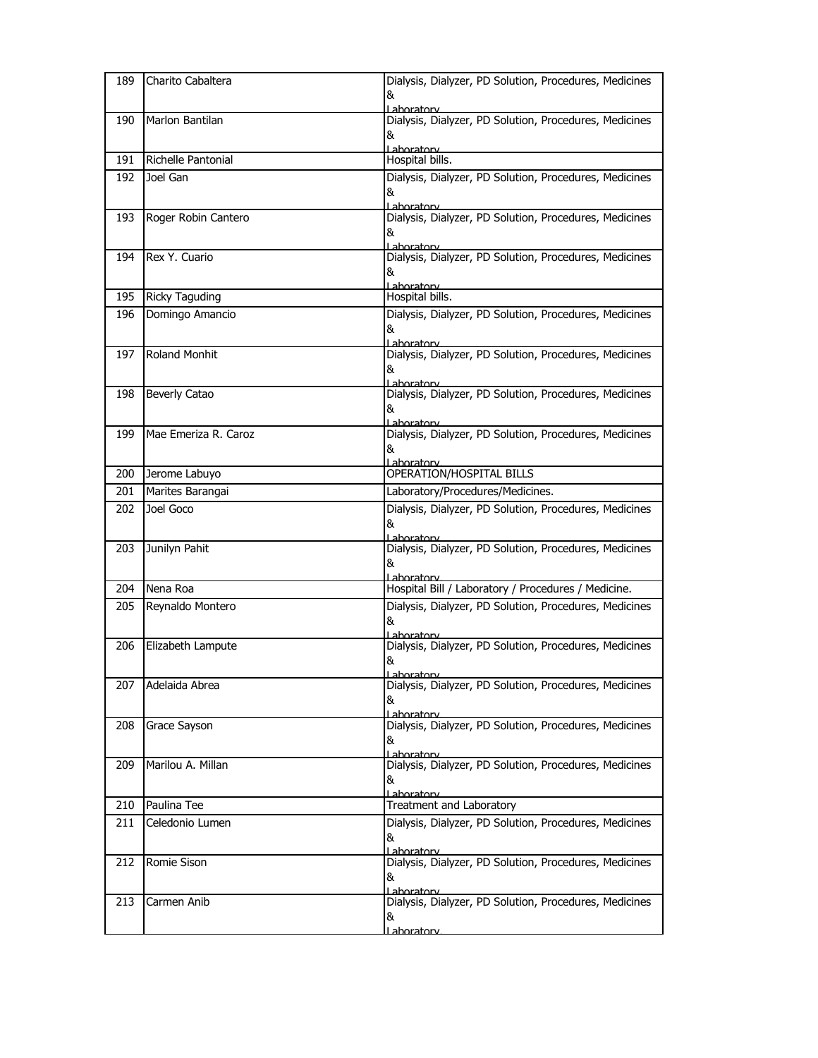| 189 | Charito Cabaltera | Dialysis, Dialyzer, PD Solution, Procedures, Medicines & Laboratory |
|---|---|---|
| 190 | Marlon Bantilan | Dialysis, Dialyzer, PD Solution, Procedures, Medicines & Laboratory |
| 191 | Richelle Pantonial | Hospital bills. |
| 192 | Joel Gan | Dialysis, Dialyzer, PD Solution, Procedures, Medicines & Laboratory |
| 193 | Roger Robin Cantero | Dialysis, Dialyzer, PD Solution, Procedures, Medicines & Laboratory |
| 194 | Rex Y. Cuario | Dialysis, Dialyzer, PD Solution, Procedures, Medicines & Laboratory |
| 195 | Ricky Taguding | Hospital bills. |
| 196 | Domingo Amancio | Dialysis, Dialyzer, PD Solution, Procedures, Medicines & Laboratory |
| 197 | Roland Monhit | Dialysis, Dialyzer, PD Solution, Procedures, Medicines & Laboratory |
| 198 | Beverly Catao | Dialysis, Dialyzer, PD Solution, Procedures, Medicines & Laboratory |
| 199 | Mae Emeriza R. Caroz | Dialysis, Dialyzer, PD Solution, Procedures, Medicines & Laboratory |
| 200 | Jerome Labuyo | OPERATION/HOSPITAL BILLS |
| 201 | Marites Barangai | Laboratory/Procedures/Medicines. |
| 202 | Joel Goco | Dialysis, Dialyzer, PD Solution, Procedures, Medicines & Laboratory |
| 203 | Junilyn Pahit | Dialysis, Dialyzer, PD Solution, Procedures, Medicines & Laboratory |
| 204 | Nena Roa | Hospital Bill / Laboratory / Procedures / Medicine. |
| 205 | Reynaldo Montero | Dialysis, Dialyzer, PD Solution, Procedures, Medicines & Laboratory |
| 206 | Elizabeth Lampute | Dialysis, Dialyzer, PD Solution, Procedures, Medicines & Laboratory |
| 207 | Adelaida Abrea | Dialysis, Dialyzer, PD Solution, Procedures, Medicines & Laboratory |
| 208 | Grace Sayson | Dialysis, Dialyzer, PD Solution, Procedures, Medicines & Laboratory |
| 209 | Marilou A. Millan | Dialysis, Dialyzer, PD Solution, Procedures, Medicines & Laboratory |
| 210 | Paulina Tee | Treatment and Laboratory |
| 211 | Celedonio Lumen | Dialysis, Dialyzer, PD Solution, Procedures, Medicines & Laboratory |
| 212 | Romie Sison | Dialysis, Dialyzer, PD Solution, Procedures, Medicines & Laboratory |
| 213 | Carmen Anib | Dialysis, Dialyzer, PD Solution, Procedures, Medicines & Laboratory |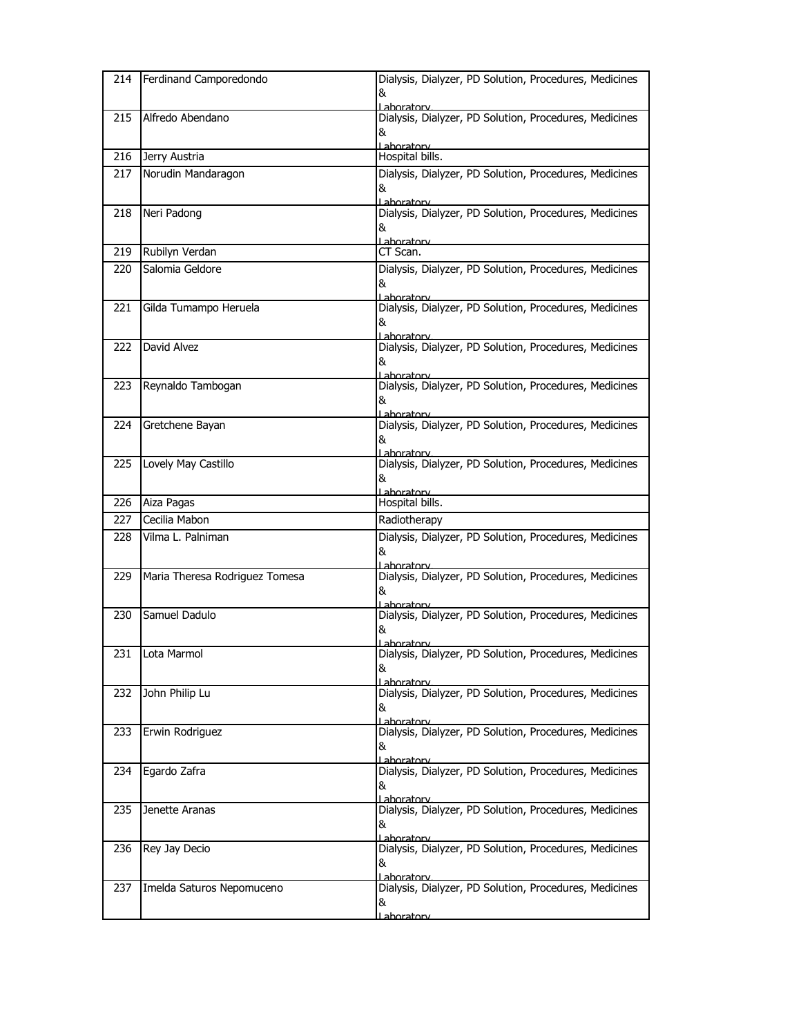| 214 | Ferdinand Camporedondo | Dialysis, Dialyzer, PD Solution, Procedures, Medicines & Laboratory |
|---|---|---|
| 215 | Alfredo Abendano | Dialysis, Dialyzer, PD Solution, Procedures, Medicines & Laboratory |
| 216 | Jerry Austria | Hospital bills. |
| 217 | Norudin Mandaragon | Dialysis, Dialyzer, PD Solution, Procedures, Medicines & Laboratory |
| 218 | Neri Padong | Dialysis, Dialyzer, PD Solution, Procedures, Medicines & Laboratory |
| 219 | Rubilyn Verdan | CT Scan. |
| 220 | Salomia Geldore | Dialysis, Dialyzer, PD Solution, Procedures, Medicines & Laboratory |
| 221 | Gilda Tumampo Heruela | Dialysis, Dialyzer, PD Solution, Procedures, Medicines & Laboratory |
| 222 | David Alvez | Dialysis, Dialyzer, PD Solution, Procedures, Medicines & Laboratory |
| 223 | Reynaldo Tambogan | Dialysis, Dialyzer, PD Solution, Procedures, Medicines & Laboratory |
| 224 | Gretchene Bayan | Dialysis, Dialyzer, PD Solution, Procedures, Medicines & Laboratory |
| 225 | Lovely May Castillo | Dialysis, Dialyzer, PD Solution, Procedures, Medicines & Laboratory |
| 226 | Aiza Pagas | Hospital bills. |
| 227 | Cecilia Mabon | Radiotherapy |
| 228 | Vilma L. Palniman | Dialysis, Dialyzer, PD Solution, Procedures, Medicines & Laboratory |
| 229 | Maria Theresa Rodriguez Tomesa | Dialysis, Dialyzer, PD Solution, Procedures, Medicines & Laboratory |
| 230 | Samuel Dadulo | Dialysis, Dialyzer, PD Solution, Procedures, Medicines & Laboratory |
| 231 | Lota Marmol | Dialysis, Dialyzer, PD Solution, Procedures, Medicines & Laboratory |
| 232 | John Philip Lu | Dialysis, Dialyzer, PD Solution, Procedures, Medicines & Laboratory |
| 233 | Erwin Rodriguez | Dialysis, Dialyzer, PD Solution, Procedures, Medicines & Laboratory |
| 234 | Egardo Zafra | Dialysis, Dialyzer, PD Solution, Procedures, Medicines & Laboratory |
| 235 | Jenette Aranas | Dialysis, Dialyzer, PD Solution, Procedures, Medicines & Laboratory |
| 236 | Rey Jay Decio | Dialysis, Dialyzer, PD Solution, Procedures, Medicines & Laboratory |
| 237 | Imelda Saturos Nepomuceno | Dialysis, Dialyzer, PD Solution, Procedures, Medicines & Laboratory |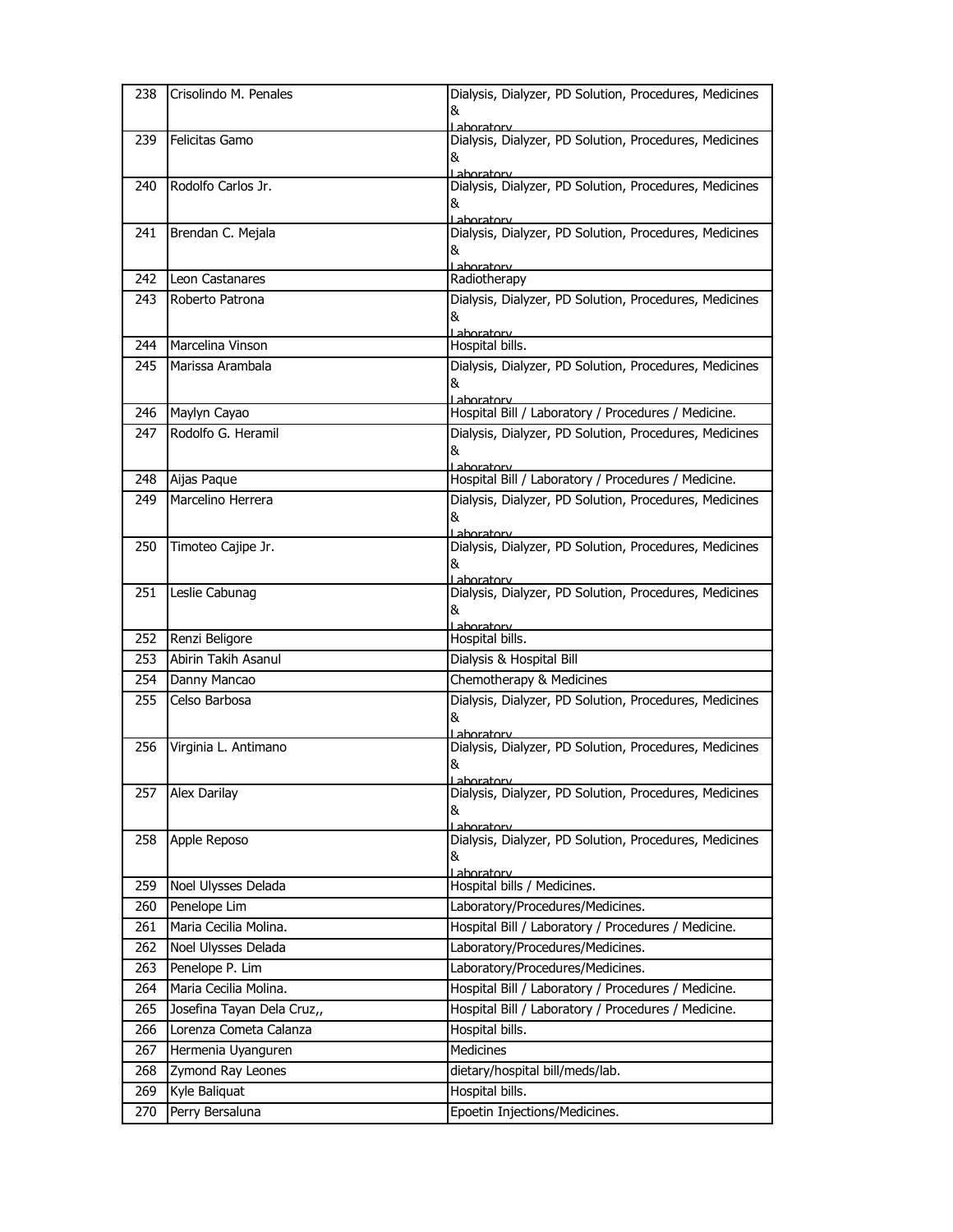| 238 | Crisolindo M. Penales | Dialysis, Dialyzer, PD Solution, Procedures, Medicines & Laboratory |
|---|---|---|
| 239 | Felicitas Gamo | Dialysis, Dialyzer, PD Solution, Procedures, Medicines & Laboratory |
| 240 | Rodolfo Carlos Jr. | Dialysis, Dialyzer, PD Solution, Procedures, Medicines & Laboratory |
| 241 | Brendan C. Mejala | Dialysis, Dialyzer, PD Solution, Procedures, Medicines & Laboratory |
| 242 | Leon Castanares | Radiotherapy |
| 243 | Roberto Patrona | Dialysis, Dialyzer, PD Solution, Procedures, Medicines & Laboratory |
| 244 | Marcelina Vinson | Hospital bills. |
| 245 | Marissa Arambala | Dialysis, Dialyzer, PD Solution, Procedures, Medicines & Laboratory |
| 246 | Maylyn Cayao | Hospital Bill / Laboratory / Procedures / Medicine. |
| 247 | Rodolfo G. Heramil | Dialysis, Dialyzer, PD Solution, Procedures, Medicines & Laboratory |
| 248 | Aijas Paque | Hospital Bill / Laboratory / Procedures / Medicine. |
| 249 | Marcelino Herrera | Dialysis, Dialyzer, PD Solution, Procedures, Medicines & Laboratory |
| 250 | Timoteo Cajipe Jr. | Dialysis, Dialyzer, PD Solution, Procedures, Medicines & Laboratory |
| 251 | Leslie Cabunag | Dialysis, Dialyzer, PD Solution, Procedures, Medicines & Laboratory |
| 252 | Renzi Beligore | Hospital bills. |
| 253 | Abirin Takih Asanul | Dialysis & Hospital Bill |
| 254 | Danny Mancao | Chemotherapy & Medicines |
| 255 | Celso Barbosa | Dialysis, Dialyzer, PD Solution, Procedures, Medicines & Laboratory |
| 256 | Virginia L. Antimano | Dialysis, Dialyzer, PD Solution, Procedures, Medicines & Laboratory |
| 257 | Alex Darilay | Dialysis, Dialyzer, PD Solution, Procedures, Medicines & Laboratory |
| 258 | Apple Reposo | Dialysis, Dialyzer, PD Solution, Procedures, Medicines & Laboratory |
| 259 | Noel Ulysses Delada | Hospital bills / Medicines. |
| 260 | Penelope Lim | Laboratory/Procedures/Medicines. |
| 261 | Maria Cecilia Molina. | Hospital Bill / Laboratory / Procedures / Medicine. |
| 262 | Noel Ulysses Delada | Laboratory/Procedures/Medicines. |
| 263 | Penelope P. Lim | Laboratory/Procedures/Medicines. |
| 264 | Maria Cecilia Molina. | Hospital Bill / Laboratory / Procedures / Medicine. |
| 265 | Josefina Tayan Dela Cruz,, | Hospital Bill / Laboratory / Procedures / Medicine. |
| 266 | Lorenza Cometa Calanza | Hospital bills. |
| 267 | Hermenia Uyanguren | Medicines |
| 268 | Zymond Ray Leones | dietary/hospital bill/meds/lab. |
| 269 | Kyle Baliquat | Hospital bills. |
| 270 | Perry Bersaluna | Epoetin Injections/Medicines. |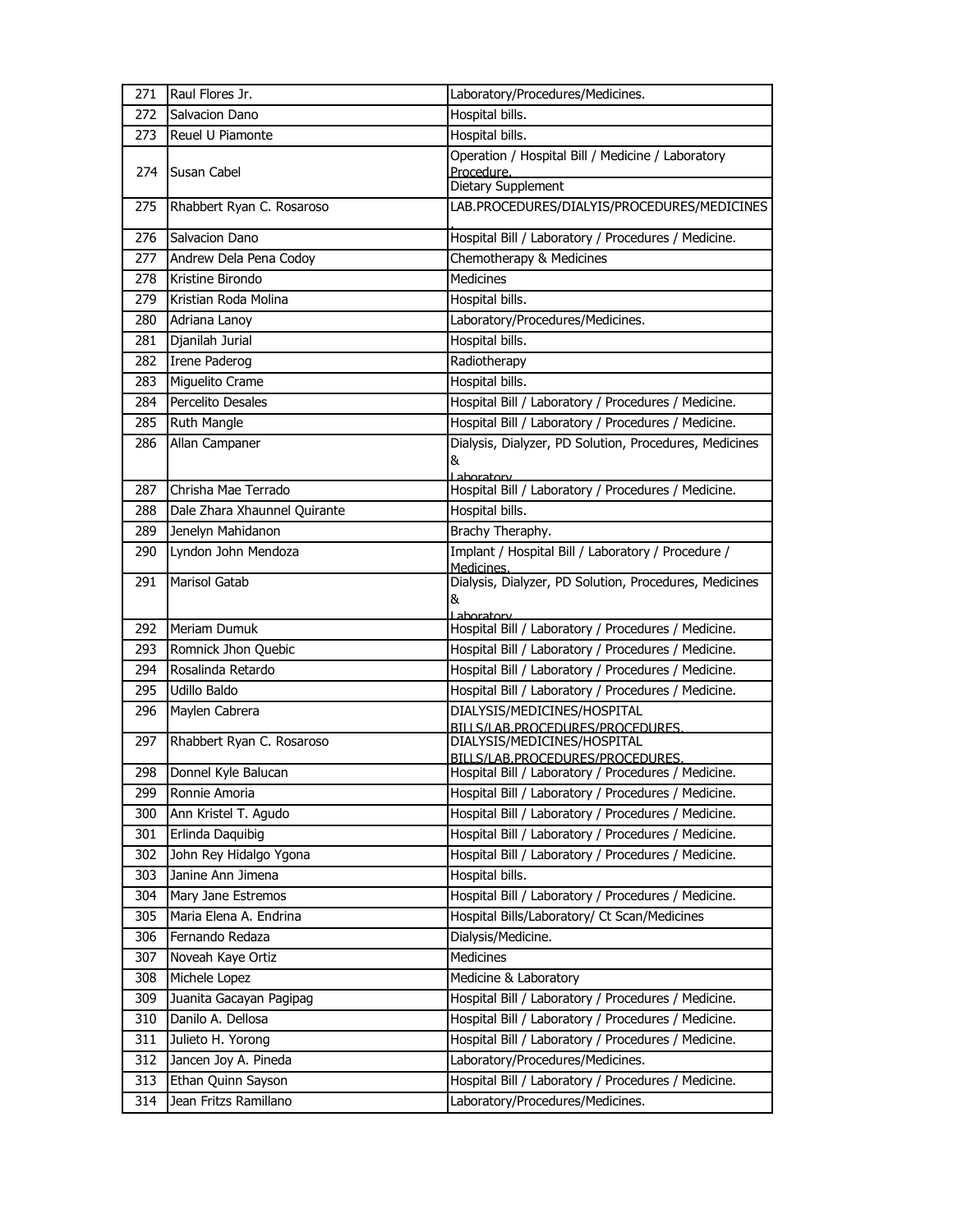| 271 | Raul Flores Jr. | Laboratory/Procedures/Medicines. |
|---|---|---|
| 272 | Salvacion Dano | Hospital bills. |
| 273 | Reuel U Piamonte | Hospital bills. |
| 274 | Susan Cabel | Operation / Hospital Bill / Medicine / Laboratory Procedure. Dietary Supplement |
| 275 | Rhabbert Ryan C. Rosaroso | LAB.PROCEDURES/DIALYIS/PROCEDURES/MEDICINES. |
| 276 | Salvacion Dano | Hospital Bill / Laboratory / Procedures / Medicine. |
| 277 | Andrew Dela Pena Codoy | Chemotherapy & Medicines |
| 278 | Kristine Birondo | Medicines |
| 279 | Kristian Roda Molina | Hospital bills. |
| 280 | Adriana Lanoy | Laboratory/Procedures/Medicines. |
| 281 | Djanilah Jurial | Hospital bills. |
| 282 | Irene Paderog | Radiotherapy |
| 283 | Miguelito Crame | Hospital bills. |
| 284 | Percelito Desales | Hospital Bill / Laboratory / Procedures / Medicine. |
| 285 | Ruth Mangle | Hospital Bill / Laboratory / Procedures / Medicine. |
| 286 | Allan Campaner | Dialysis, Dialyzer, PD Solution, Procedures, Medicines & Laboratory |
| 287 | Chrisha Mae Terrado | Hospital Bill / Laboratory / Procedures / Medicine. |
| 288 | Dale Zhara Xhaunnel Quirante | Hospital bills. |
| 289 | Jenelyn Mahidanon | Brachy Theraphy. |
| 290 | Lyndon John Mendoza | Implant / Hospital Bill / Laboratory / Procedure / Medicines. |
| 291 | Marisol Gatab | Dialysis, Dialyzer, PD Solution, Procedures, Medicines & Laboratory |
| 292 | Meriam Dumuk | Hospital Bill / Laboratory / Procedures / Medicine. |
| 293 | Romnick Jhon Quebic | Hospital Bill / Laboratory / Procedures / Medicine. |
| 294 | Rosalinda Retardo | Hospital Bill / Laboratory / Procedures / Medicine. |
| 295 | Udillo Baldo | Hospital Bill / Laboratory / Procedures / Medicine. |
| 296 | Maylen Cabrera | DIALYSIS/MEDICINES/HOSPITAL BILLS/LAB.PROCEDURES/PROCEDURES. |
| 297 | Rhabbert Ryan C. Rosaroso | DIALYSIS/MEDICINES/HOSPITAL BILLS/LAB.PROCEDURES/PROCEDURES. |
| 298 | Donnel Kyle Balucan | Hospital Bill / Laboratory / Procedures / Medicine. |
| 299 | Ronnie Amoria | Hospital Bill / Laboratory / Procedures / Medicine. |
| 300 | Ann Kristel T. Agudo | Hospital Bill / Laboratory / Procedures / Medicine. |
| 301 | Erlinda Daquibig | Hospital Bill / Laboratory / Procedures / Medicine. |
| 302 | John Rey Hidalgo Ygona | Hospital Bill / Laboratory / Procedures / Medicine. |
| 303 | Janine Ann Jimena | Hospital bills. |
| 304 | Mary Jane Estremos | Hospital Bill / Laboratory / Procedures / Medicine. |
| 305 | Maria Elena A. Endrina | Hospital Bills/Laboratory/ Ct Scan/Medicines |
| 306 | Fernando Redaza | Dialysis/Medicine. |
| 307 | Noveah Kaye Ortiz | Medicines |
| 308 | Michele Lopez | Medicine & Laboratory |
| 309 | Juanita Gacayan Pagipag | Hospital Bill / Laboratory / Procedures / Medicine. |
| 310 | Danilo A. Dellosa | Hospital Bill / Laboratory / Procedures / Medicine. |
| 311 | Julieto H. Yorong | Hospital Bill / Laboratory / Procedures / Medicine. |
| 312 | Jancen Joy A. Pineda | Laboratory/Procedures/Medicines. |
| 313 | Ethan Quinn Sayson | Hospital Bill / Laboratory / Procedures / Medicine. |
| 314 | Jean Fritzs Ramillano | Laboratory/Procedures/Medicines. |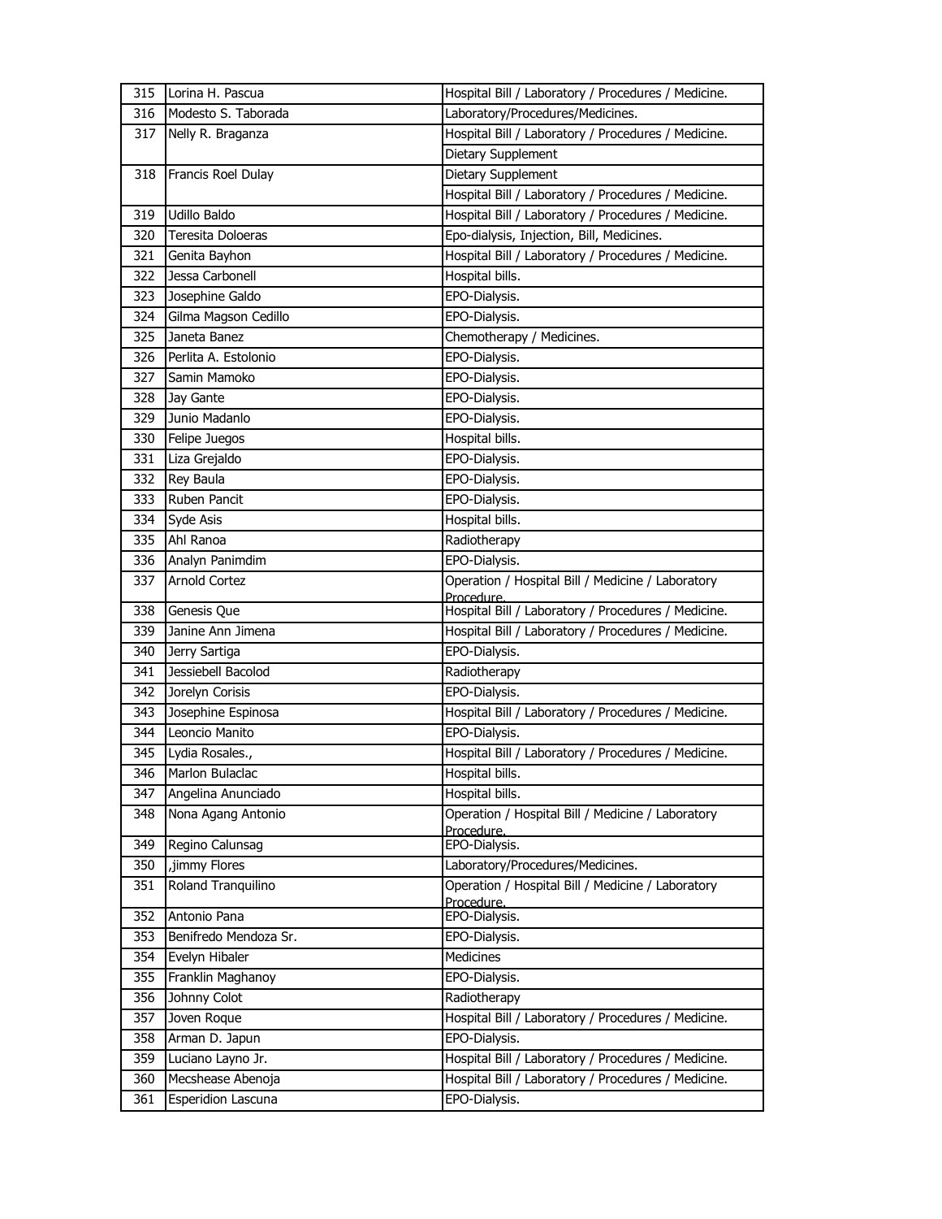| | | |
|---|---|---|
| 315 | Lorina H. Pascua | Hospital Bill / Laboratory / Procedures / Medicine. |
| 316 | Modesto S. Taborada | Laboratory/Procedures/Medicines. |
| 317 | Nelly R. Braganza | Hospital Bill / Laboratory / Procedures / Medicine. |
| | | Dietary Supplement |
| 318 | Francis Roel Dulay | Dietary Supplement |
| | | Hospital Bill / Laboratory / Procedures / Medicine. |
| 319 | Udillo Baldo | Hospital Bill / Laboratory / Procedures / Medicine. |
| 320 | Teresita Doloeras | Epo-dialysis, Injection, Bill, Medicines. |
| 321 | Genita Bayhon | Hospital bills / Laboratory / Procedures / Medicine. |
| 322 | Jessa Carbonell | Hospital bills. |
| 323 | Josephine Galdo | EPO-Dialysis. |
| 324 | Gilma Magson Cedillo | EPO-Dialysis. |
| 325 | Janeta Banez | Chemotherapy / Medicines. |
| 326 | Perlita A. Estolonio | EPO-Dialysis. |
| 327 | Samin Mamoko | EPO-Dialysis. |
| 328 | Jay Gante | EPO-Dialysis. |
| 329 | Junio Madanlo | EPO-Dialysis. |
| 330 | Felipe Juegos | Hospital bills. |
| 331 | Liza Grejaldo | EPO-Dialysis. |
| 332 | Rey Baula | EPO-Dialysis. |
| 333 | Ruben Pancit | EPO-Dialysis. |
| 334 | Syde Asis | Hospital bills. |
| 335 | Ahl Ranoa | Radiotherapy |
| 336 | Analyn Panimdim | EPO-Dialysis. |
| 337 | Arnold Cortez | Operation / Hospital Bill / Medicine / Laboratory Procedure. |
| 338 | Genesis Que | Hospital Bill / Laboratory / Procedures / Medicine. |
| 339 | Janine Ann Jimena | Hospital Bill / Laboratory / Procedures / Medicine. |
| 340 | Jerry Sartiga | EPO-Dialysis. |
| 341 | Jessiebell Bacolod | Radiotherapy |
| 342 | Jorelyn Corisis | EPO-Dialysis. |
| 343 | Josephine Espinosa | Hospital Bill / Laboratory / Procedures / Medicine. |
| 344 | Leoncio Manito | EPO-Dialysis. |
| 345 | Lydia Rosales., | Hospital Bill / Laboratory / Procedures / Medicine. |
| 346 | Marlon Bulaclac | Hospital bills. |
| 347 | Angelina Anunciado | Hospital bills. |
| 348 | Nona Agang Antonio | Operation / Hospital Bill / Medicine / Laboratory Procedure. |
| 349 | Regino Calunsag | EPO-Dialysis. |
| 350 | ,jimmy Flores | Laboratory/Procedures/Medicines. |
| 351 | Roland Tranquilino | Operation / Hospital Bill / Medicine / Laboratory Procedure. |
| 352 | Antonio Pana | EPO-Dialysis. |
| 353 | Benifredo Mendoza Sr. | EPO-Dialysis. |
| 354 | Evelyn Hibaler | Medicines |
| 355 | Franklin Maghanoy | EPO-Dialysis. |
| 356 | Johnny Colot | Radiotherapy |
| 357 | Joven Roque | Hospital Bill / Laboratory / Procedures / Medicine. |
| 358 | Arman D. Japun | EPO-Dialysis. |
| 359 | Luciano Layno Jr. | Hospital Bill / Laboratory / Procedures / Medicine. |
| 360 | Mecshease Abenoja | Hospital Bill / Laboratory / Procedures / Medicine. |
| 361 | Esperidion Lascuna | EPO-Dialysis. |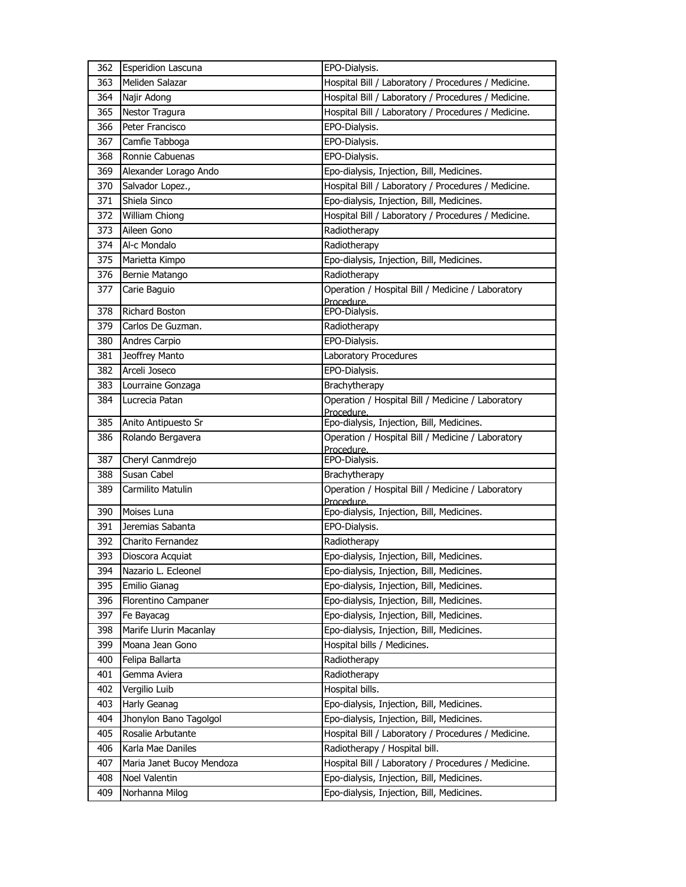| | | |
|---|---|---|
| 362 | Esperidion Lascuna | EPO-Dialysis. |
| 363 | Meliden Salazar | Hospital Bill / Laboratory / Procedures / Medicine. |
| 364 | Najir Adong | Hospital Bill / Laboratory / Procedures / Medicine. |
| 365 | Nestor Tragura | Hospital Bill / Laboratory / Procedures / Medicine. |
| 366 | Peter Francisco | EPO-Dialysis. |
| 367 | Camfie Tabboga | EPO-Dialysis. |
| 368 | Ronnie Cabuenas | EPO-Dialysis. |
| 369 | Alexander Lorago Ando | Epo-dialysis, Injection, Bill, Medicines. |
| 370 | Salvador Lopez., | Hospital Bill / Laboratory / Procedures / Medicine. |
| 371 | Shiela Sinco | Epo-dialysis, Injection, Bill, Medicines. |
| 372 | William Chiong | Hospital Bill / Laboratory / Procedures / Medicine. |
| 373 | Aileen Gono | Radiotherapy |
| 374 | Al-c Mondalo | Radiotherapy |
| 375 | Marietta Kimpo | Epo-dialysis, Injection, Bill, Medicines. |
| 376 | Bernie Matango | Radiotherapy |
| 377 | Carie Baguio | Operation / Hospital Bill / Medicine / Laboratory Procedure. |
| 378 | Richard Boston | EPO-Dialysis. |
| 379 | Carlos De Guzman. | Radiotherapy |
| 380 | Andres Carpio | EPO-Dialysis. |
| 381 | Jeoffrey Manto | Laboratory Procedures |
| 382 | Arceli Joseco | EPO-Dialysis. |
| 383 | Lourraine Gonzaga | Brachytherapy |
| 384 | Lucrecia Patan | Operation / Hospital Bill / Medicine / Laboratory Procedure. |
| 385 | Anito Antipuesto Sr | Epo-dialysis, Injection, Bill, Medicines. |
| 386 | Rolando Bergavera | Operation / Hospital Bill / Medicine / Laboratory Procedure. |
| 387 | Cheryl Canmdrejo | EPO-Dialysis. |
| 388 | Susan Cabel | Brachytherapy |
| 389 | Carmilito Matulin | Operation / Hospital Bill / Medicine / Laboratory Procedure. |
| 390 | Moises Luna | Epo-dialysis, Injection, Bill, Medicines. |
| 391 | Jeremias Sabanta | EPO-Dialysis. |
| 392 | Charito Fernandez | Radiotherapy |
| 393 | Dioscora Acquiat | Epo-dialysis, Injection, Bill, Medicines. |
| 394 | Nazario L. Ecleonel | Epo-dialysis, Injection, Bill, Medicines. |
| 395 | Emilio Gianag | Epo-dialysis, Injection, Bill, Medicines. |
| 396 | Florentino Campaner | Epo-dialysis, Injection, Bill, Medicines. |
| 397 | Fe Bayacag | Epo-dialysis, Injection, Bill, Medicines. |
| 398 | Marife Llurin Macanlay | Epo-dialysis, Injection, Bill, Medicines. |
| 399 | Moana Jean Gono | Hospital bills / Medicines. |
| 400 | Felipa Ballarta | Radiotherapy |
| 401 | Gemma Aviera | Radiotherapy |
| 402 | Vergilio Luib | Hospital bills. |
| 403 | Harly Geanag | Epo-dialysis, Injection, Bill, Medicines. |
| 404 | Jhonylon Bano Tagolgol | Epo-dialysis, Injection, Bill, Medicines. |
| 405 | Rosalie Arbutante | Hospital Bill / Laboratory / Procedures / Medicine. |
| 406 | Karla Mae Daniles | Radiotherapy / Hospital bill. |
| 407 | Maria Janet Bucoy Mendoza | Hospital Bill / Laboratory / Procedures / Medicine. |
| 408 | Noel Valentin | Epo-dialysis, Injection, Bill, Medicines. |
| 409 | Norhanna Milog | Epo-dialysis, Injection, Bill, Medicines. |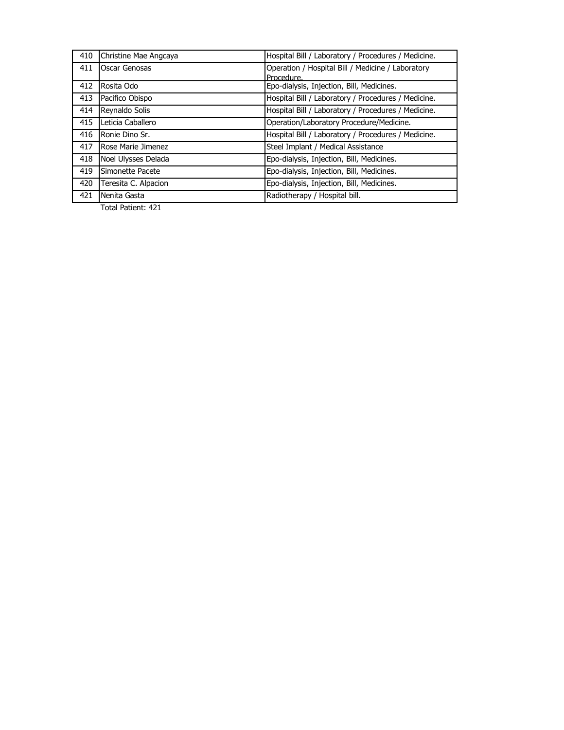| | | |
|---|---|---|
| 410 | Christine Mae Angcaya | Hospital Bill / Laboratory / Procedures / Medicine. |
| 411 | Oscar Genosas | Operation / Hospital Bill / Medicine / Laboratory Procedure. |
| 412 | Rosita Odo | Epo-dialysis, Injection, Bill, Medicines. |
| 413 | Pacifico Obispo | Hospital Bill / Laboratory / Procedures / Medicine. |
| 414 | Reynaldo Solis | Hospital Bill / Laboratory / Procedures / Medicine. |
| 415 | Leticia Caballero | Operation/Laboratory Procedure/Medicine. |
| 416 | Ronie Dino Sr. | Hospital Bill / Laboratory / Procedures / Medicine. |
| 417 | Rose Marie Jimenez | Steel Implant / Medical Assistance |
| 418 | Noel Ulysses Delada | Epo-dialysis, Injection, Bill, Medicines. |
| 419 | Simonette Pacete | Epo-dialysis, Injection, Bill, Medicines. |
| 420 | Teresita C. Alpacion | Epo-dialysis, Injection, Bill, Medicines. |
| 421 | Nenita Gasta | Radiotherapy / Hospital bill. |

Total Patient: 421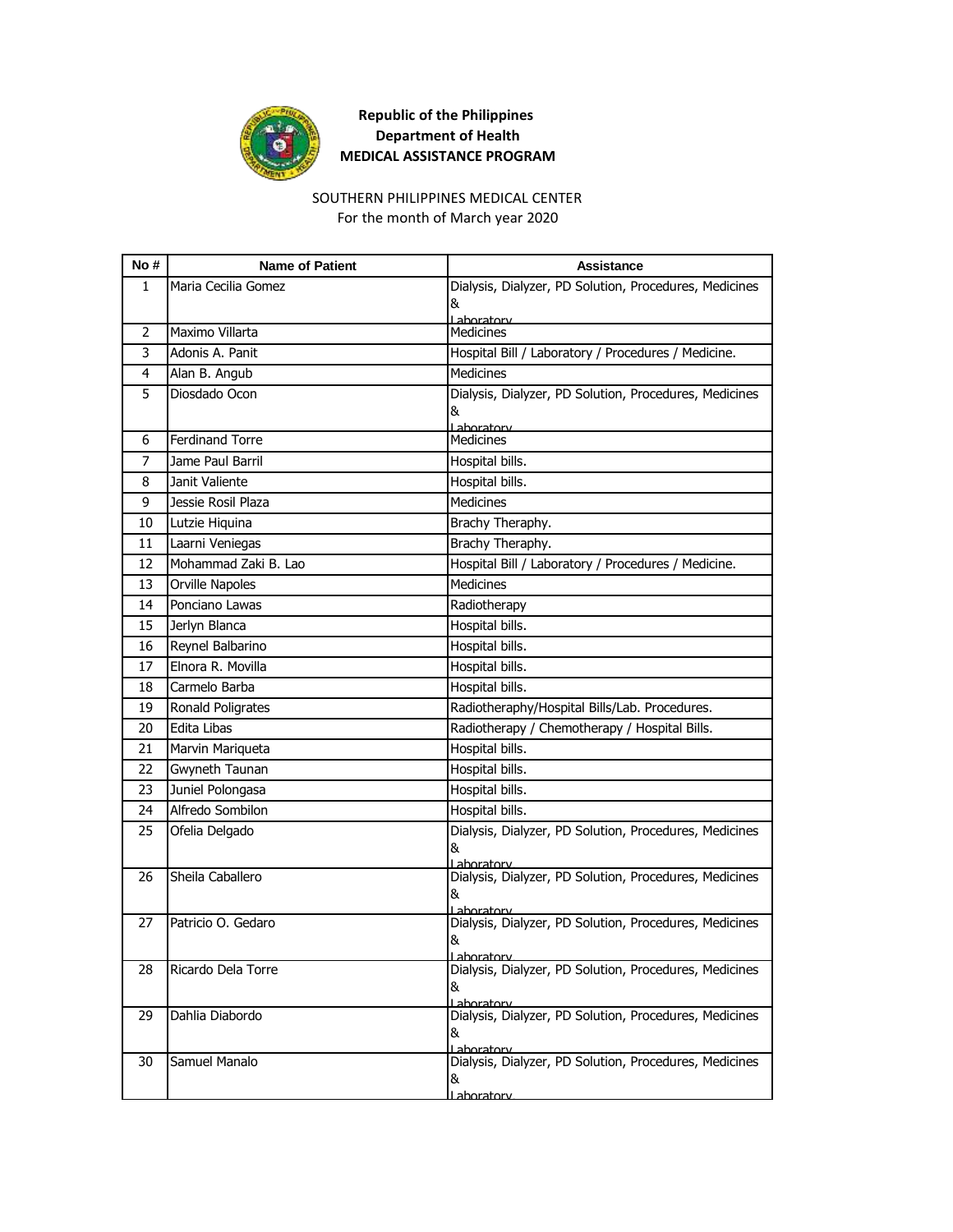**Republic of the Philippines**
**Department of Health**
**MEDICAL ASSISTANCE PROGRAM**

SOUTHERN PHILIPPINES MEDICAL CENTER
For the month of March year 2020

| No # | Name of Patient | Assistance |
|---|---|---|
| 1 | Maria Cecilia Gomez | Dialysis, Dialyzer, PD Solution, Procedures, Medicines & Laboratory |
| 2 | Maximo Villarta | Medicines |
| 3 | Adonis A. Panit | Hospital Bill / Laboratory / Procedures / Medicine. |
| 4 | Alan B. Angub | Medicines |
| 5 | Diosdado Ocon | Dialysis, Dialyzer, PD Solution, Procedures, Medicines & Laboratory |
| 6 | Ferdinand Torre | Medicines |
| 7 | Jame Paul Barril | Hospital bills. |
| 8 | Janit Valiente | Hospital bills. |
| 9 | Jessie Rosil Plaza | Medicines |
| 10 | Lutzie Higuina | Brachy Theraphy. |
| 11 | Laarni Veniegas | Brachy Theraphy. |
| 12 | Mohammad Zaki B. Lao | Hospital Bill / Laboratory / Procedures / Medicine. |
| 13 | Orville Napoles | Medicines |
| 14 | Ponciano Lawas | Radiotherapy |
| 15 | Jerlyn Blanca | Hospital bills. |
| 16 | Reynel Balbarino | Hospital bills. |
| 17 | Elnora R. Movilla | Hospital bills. |
| 18 | Carmelo Barba | Hospital bills. |
| 19 | Ronald Poligrates | Radiotheraphy/Hospital Bills/Lab. Procedures. |
| 20 | Edita Libas | Radiotherapy / Chemotherapy / Hospital Bills. |
| 21 | Marvin Mariqueta | Hospital bills. |
| 22 | Gwyneth Taunan | Hospital bills. |
| 23 | Juniel Polongasa | Hospital bills. |
| 24 | Alfredo Sombilon | Hospital bills. |
| 25 | Ofelia Delgado | Dialysis, Dialyzer, PD Solution, Procedures, Medicines & Laboratory |
| 26 | Sheila Caballero | Dialysis, Dialyzer, PD Solution, Procedures, Medicines & Laboratory |
| 27 | Patricio O. Gedaro | Dialysis, Dialyzer, PD Solution, Procedures, Medicines & Laboratory |
| 28 | Ricardo Dela Torre | Dialysis, Dialyzer, PD Solution, Procedures, Medicines & Laboratory |
| 29 | Dahlia Diabordo | Dialysis, Dialyzer, PD Solution, Procedures, Medicines & Laboratory |
| 30 | Samuel Manalo | Dialysis, Dialyzer, PD Solution, Procedures, Medicines & Laboratory |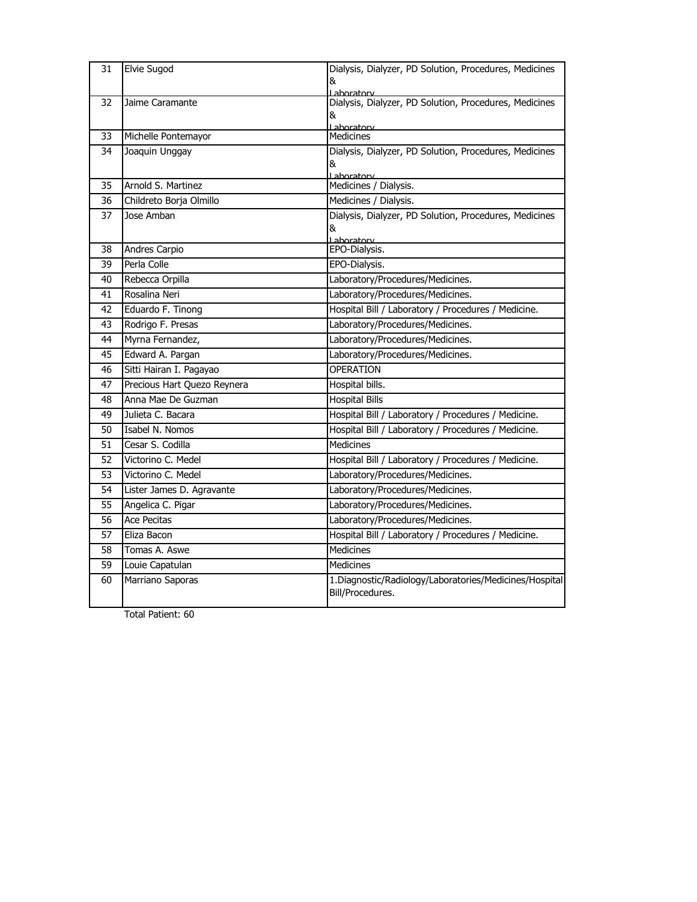| 31 | Elvie Sugod | Dialysis, Dialyzer, PD Solution, Procedures, Medicines & Laboratory |
|---|---|---|
| 32 | Jaime Caramante | Dialysis, Dialyzer, PD Solution, Procedures, Medicines & Laboratory |
| 33 | Michelle Pontemayor | Medicines |
| 34 | Joaquin Unggay | Dialysis, Dialyzer, PD Solution, Procedures, Medicines & Laboratory |
| 35 | Arnold S. Martinez | Medicines / Dialysis. |
| 36 | Childreto Borja Olmillo | Medicines / Dialysis. |
| 37 | Jose Amban | Dialysis, Dialyzer, PD Solution, Procedures, Medicines & Laboratory |
| 38 | Andres Carpio | EPO-Dialysis. |
| 39 | Perla Colle | EPO-Dialysis. |
| 40 | Rebecca Orpilla | Laboratory/Procedures/Medicines. |
| 41 | Rosalina Neri | Laboratory/Procedures/Medicines. |
| 42 | Eduardo F. Tinong | Hospital Bill / Laboratory / Procedures / Medicine. |
| 43 | Rodrigo F. Presas | Laboratory/Procedures/Medicines. |
| 44 | Myrna Fernandez, | Laboratory/Procedures/Medicines. |
| 45 | Edward A. Pargan | Laboratory/Procedures/Medicines. |
| 46 | Sitti Hairan I. Pagayao | OPERATION |
| 47 | Precious Hart Quezo Reynera | Hospital bills. |
| 48 | Anna Mae De Guzman | Hospital Bills |
| 49 | Julieta C. Bacara | Hospital Bill / Laboratory / Procedures / Medicine. |
| 50 | Isabel N. Nomos | Hospital Bill / Laboratory / Procedures / Medicine. |
| 51 | Cesar S. Codilla | Medicines |
| 52 | Victorino C. Medel | Hospital Bill / Laboratory / Procedures / Medicine. |
| 53 | Victorino C. Medel | Laboratory/Procedures/Medicines. |
| 54 | Lister James D. Agravante | Laboratory/Procedures/Medicines. |
| 55 | Angelica C. Pigar | Laboratory/Procedures/Medicines. |
| 56 | Ace Pecitas | Laboratory/Procedures/Medicines. |
| 57 | Eliza Bacon | Hospital Bill / Laboratory / Procedures / Medicine. |
| 58 | Tomas A. Aswe | Medicines |
| 59 | Louie Capatulan | Medicines |
| 60 | Marriano Saporas | 1.Diagnostic/Radiology/Laboratories/Medicines/Hospital Bill/Procedures. |

Total Patient: 60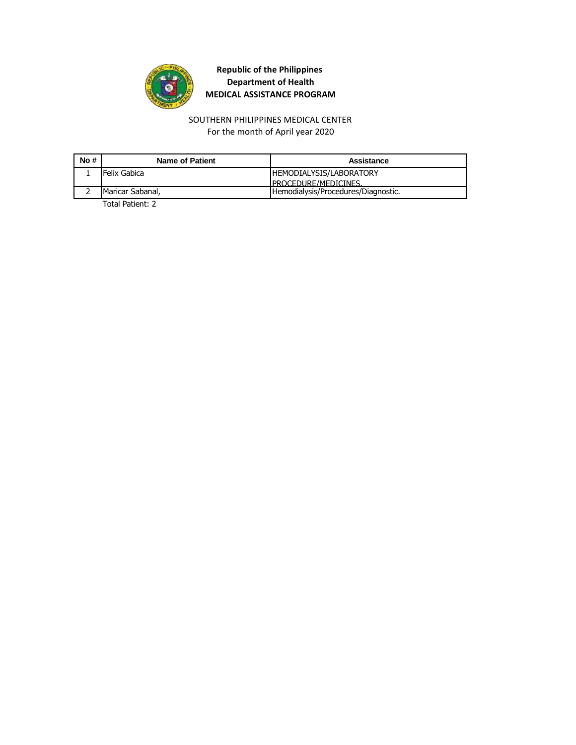**Republic of the Philippines**
**Department of Health**
**MEDICAL ASSISTANCE PROGRAM**

SOUTHERN PHILIPPINES MEDICAL CENTER
For the month of April year 2020

| No # | Name of Patient | Assistance |
|---|---|---|
| 1 | Felix Gabica | HEMODIALYSIS/LABORATORY PROCEDURE/MEDICINES. |
| 2 | Maricar Sabanal, | Hemodialysis/Procedures/Diagnostic. |

Total Patient: 2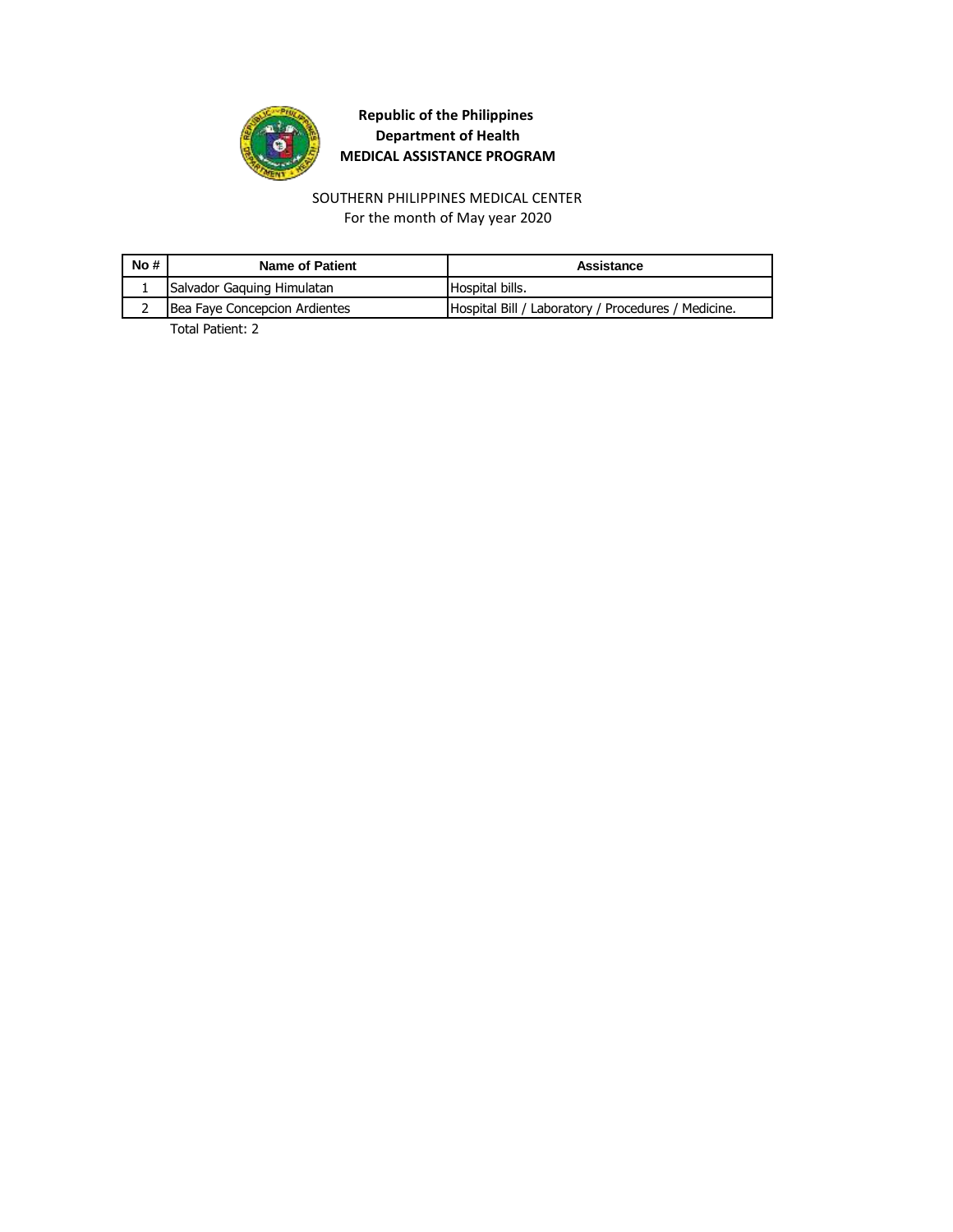**Republic of the Philippines**
**Department of Health**
**MEDICAL ASSISTANCE PROGRAM**

SOUTHERN PHILIPPINES MEDICAL CENTER
For the month of May year 2020

| No # | Name of Patient | Assistance |
| --- | --- | --- |
| 1 | Salvador Gaquing Himulatan | Hospital bills. |
| 2 | Bea Faye Concepcion Ardientes | Hospital Bill / Laboratory / Procedures / Medicine. |

Total Patient: 2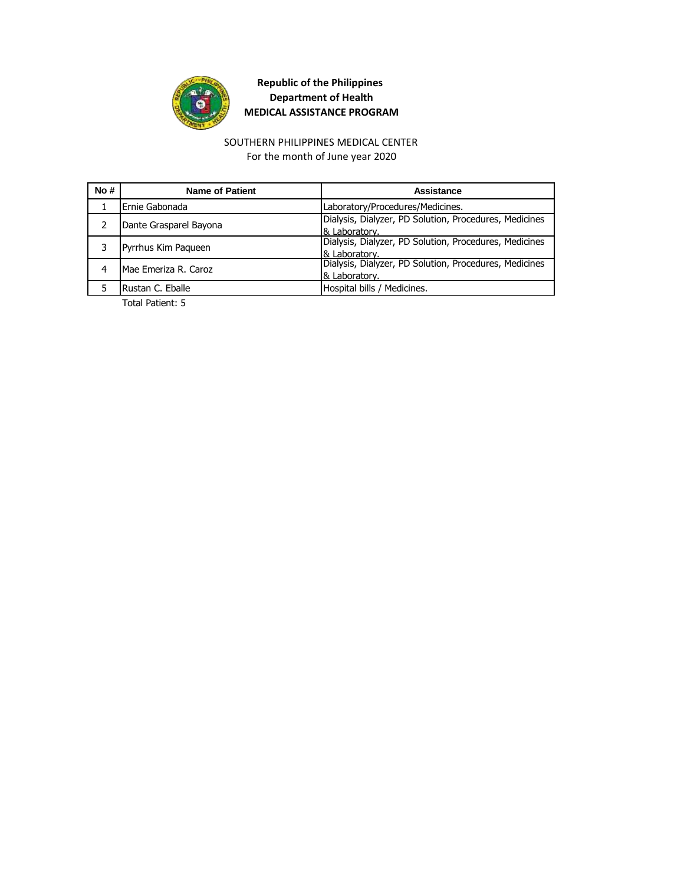**Republic of the Philippines**
**Department of Health**
**MEDICAL ASSISTANCE PROGRAM**

SOUTHERN PHILIPPINES MEDICAL CENTER
For the month of June year 2020

| No # | Name of Patient | Assistance |
|---|---|---|
| 1 | Ernie Gabonada | Laboratory/Procedures/Medicines. |
| 2 | Dante Grasparel Bayona | Dialysis, Dialyzer, PD Solution, Procedures, Medicines & Laboratory. |
| 3 | Pyrrhus Kim Paqueen | Dialysis, Dialyzer, PD Solution, Procedures, Medicines & Laboratory. |
| 4 | Mae Emeriza R. Caroz | Dialysis, Dialyzer, PD Solution, Procedures, Medicines & Laboratory. |
| 5 | Rustan C. Eballe | Hospital bills / Medicines. |

Total Patient: 5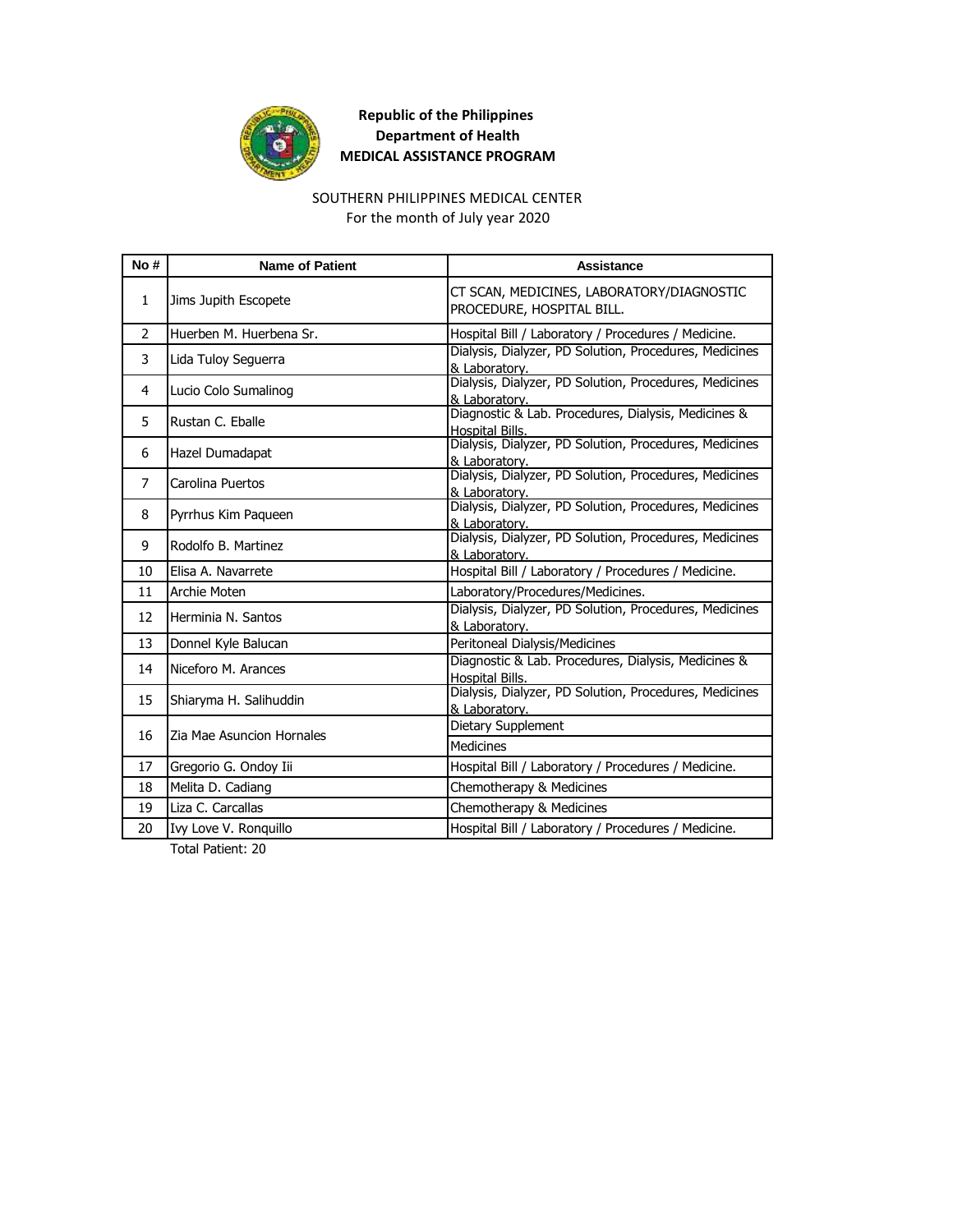**Republic of the Philippines**
**Department of Health**
**MEDICAL ASSISTANCE PROGRAM**

SOUTHERN PHILIPPINES MEDICAL CENTER
For the month of July year 2020

| No # | Name of Patient | Assistance |
|---|---|---|
| 1 | Jims Jupith Escopete | CT SCAN, MEDICINES, LABORATORY/DIAGNOSTIC PROCEDURE, HOSPITAL BILL. |
| 2 | Huerben M. Huerbena Sr. | Hospital Bill / Laboratory / Procedures / Medicine. |
| 3 | Lida Tuloy Seguerra | Dialysis, Dialyzer, PD Solution, Procedures, Medicines & Laboratory. |
| 4 | Lucio Colo Sumalinog | Dialysis, Dialyzer, PD Solution, Procedures, Medicines & Laboratory. |
| 5 | Rustan C. Eballe | Diagnostic & Lab. Procedures, Dialysis, Medicines & Hospital Bills. |
| 6 | Hazel Dumadapat | Dialysis, Dialyzer, PD Solution, Procedures, Medicines & Laboratory. |
| 7 | Carolina Puertos | Dialysis, Dialyzer, PD Solution, Procedures, Medicines & Laboratory. |
| 8 | Pyrrhus Kim Paqueen | Dialysis, Dialyzer, PD Solution, Procedures, Medicines & Laboratory. |
| 9 | Rodolfo B. Martinez | Dialysis, Dialyzer, PD Solution, Procedures, Medicines & Laboratory. |
| 10 | Elisa A. Navarrete | Hospital Bill / Laboratory / Procedures / Medicine. |
| 11 | Archie Moten | Laboratory/Procedures/Medicines. |
| 12 | Herminia N. Santos | Dialysis, Dialyzer, PD Solution, Procedures, Medicines & Laboratory. |
| 13 | Donnel Kyle Balucan | Peritoneal Dialysis/Medicines |
| 14 | Niceforo M. Arances | Diagnostic & Lab. Procedures, Dialysis, Medicines & Hospital Bills. |
| 15 | Shiaryma H. Salihuddin | Dialysis, Dialyzer, PD Solution, Procedures, Medicines & Laboratory. |
| 16 | Zia Mae Asuncion Hornales | Dietary Supplement |
| | | Medicines |
| 17 | Gregorio G. Ondoy Iii | Hospital Bill / Laboratory / Procedures / Medicine. |
| 18 | Melita D. Cadiang | Chemotherapy & Medicines |
| 19 | Liza C. Carcallas | Chemotherapy & Medicines |
| 20 | Ivy Love V. Ronquillo | Hospital Bill / Laboratory / Procedures / Medicine. |

Total Patient: 20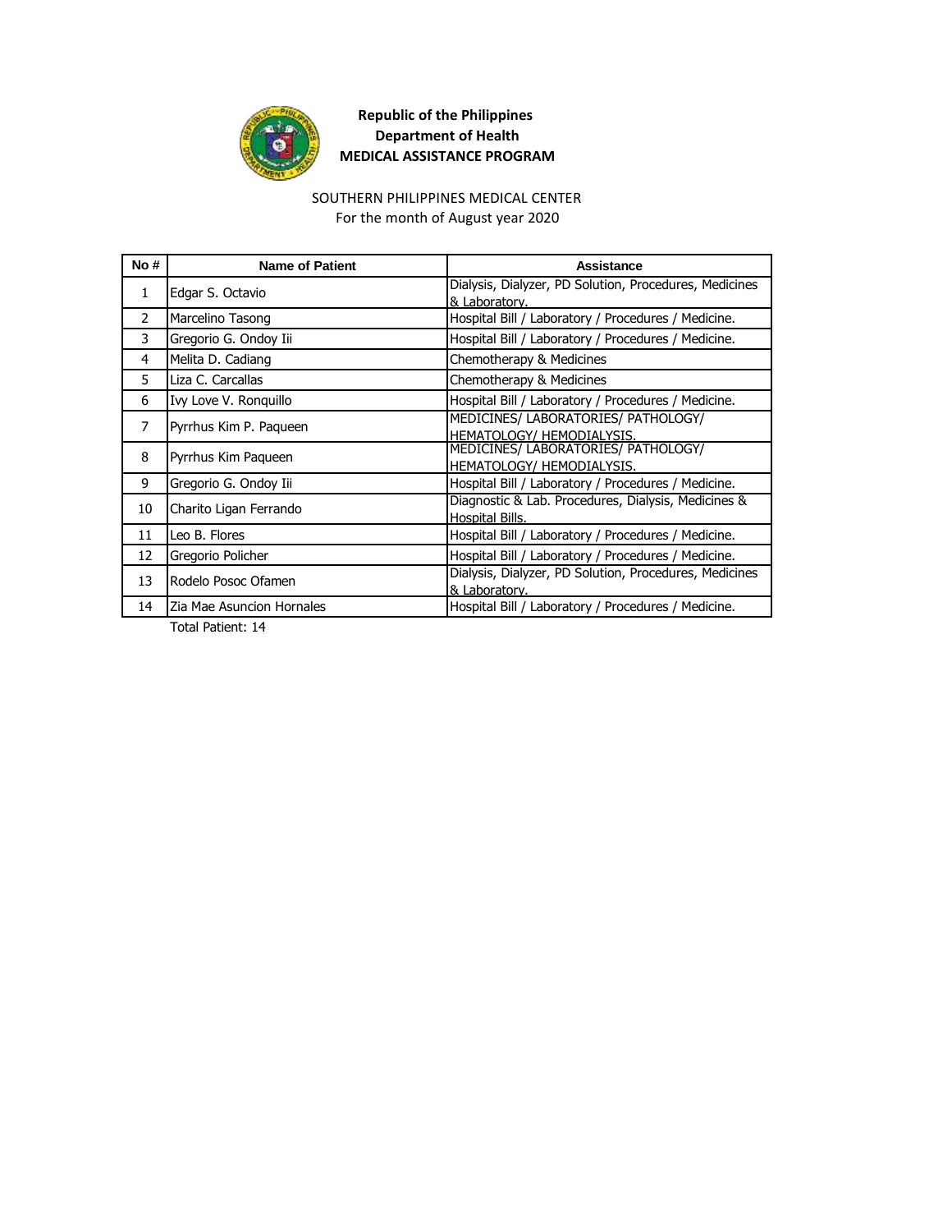**Republic of the Philippines**
**Department of Health**
**MEDICAL ASSISTANCE PROGRAM**

SOUTHERN PHILIPPINES MEDICAL CENTER
For the month of August year 2020

| No # | Name of Patient | Assistance |
|---|---|---|
| 1 | Edgar S. Octavio | Dialysis, Dialyzer, PD Solution, Procedures, Medicines & Laboratory. |
| 2 | Marcelino Tasong | Hospital Bill / Laboratory / Procedures / Medicine. |
| 3 | Gregorio G. Ondoy Iii | Hospital Bill / Laboratory / Procedures / Medicine. |
| 4 | Melita D. Cadiang | Chemotherapy & Medicines |
| 5 | Liza C. Carcallas | Chemotherapy & Medicines |
| 6 | Ivy Love V. Ronquillo | Hospital Bill / Laboratory / Procedures / Medicine. |
| 7 | Pyrrhus Kim P. Paqueen | MEDICINES/ LABORATORIES/ PATHOLOGY/ HEMATOLOGY/ HEMODIALYSIS. |
| 8 | Pyrrhus Kim Paqueen | MEDICINES/ LABORATORIES/ PATHOLOGY/ HEMATOLOGY/ HEMODIALYSIS. |
| 9 | Gregorio G. Ondoy Iii | Hospital Bill / Laboratory / Procedures / Medicine. |
| 10 | Charito Ligan Ferrando | Diagnostic & Lab. Procedures, Dialysis, Medicines & Hospital Bills. |
| 11 | Leo B. Flores | Hospital Bill / Laboratory / Procedures / Medicine. |
| 12 | Gregorio Policher | Hospital Bill / Laboratory / Procedures / Medicine. |
| 13 | Rodelo Posoc Ofamen | Dialysis, Dialyzer, PD Solution, Procedures, Medicines & Laboratory. |
| 14 | Zia Mae Asuncion Hornales | Hospital Bill / Laboratory / Procedures / Medicine. |

Total Patient: 14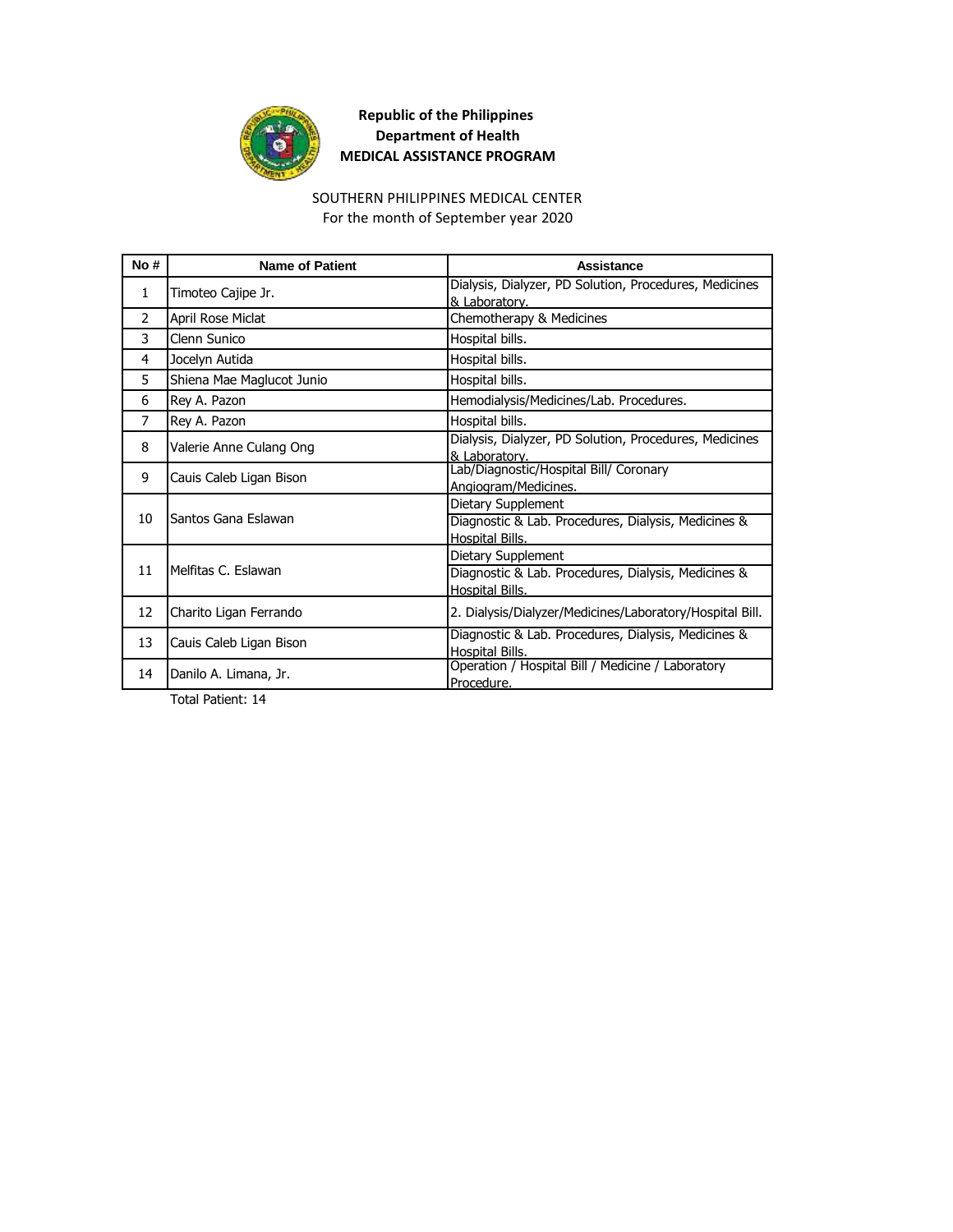**Republic of the Philippines**
**Department of Health**
**MEDICAL ASSISTANCE PROGRAM**

SOUTHERN PHILIPPINES MEDICAL CENTER
For the month of September year 2020

| No # | Name of Patient | Assistance |
|---|---|---|
| 1 | Timoteo Cajipe Jr. | Dialysis, Dialyzer, PD Solution, Procedures, Medicines & Laboratory. |
| 2 | April Rose Miclat | Chemotherapy & Medicines |
| 3 | Clenn Sunico | Hospital bills. |
| 4 | Jocelyn Autida | Hospital bills. |
| 5 | Shiena Mae Maglucot Junio | Hospital bills. |
| 6 | Rey A. Pazon | Hemodialysis/Medicines/Lab. Procedures. |
| 7 | Rey A. Pazon | Hospital bills. |
| 8 | Valerie Anne Culang Ong | Dialysis, Dialyzer, PD Solution, Procedures, Medicines & Laboratory. |
| 9 | Cauis Caleb Ligan Bison | Lab/Diagnostic/Hospital Bill/ Coronary Angiogram/Medicines. |
| 10 | Santos Gana Eslawan | Dietary Supplement |
| | | Diagnostic & Lab. Procedures, Dialysis, Medicines & Hospital Bills. |
| 11 | Melfitas C. Eslawan | Dietary Supplement |
| | | Diagnostic & Lab. Procedures, Dialysis, Medicines & Hospital Bills. |
| 12 | Charito Ligan Ferrando | 2. Dialysis/Dialyzer/Medicines/Laboratory/Hospital Bill. |
| 13 | Cauis Caleb Ligan Bison | Diagnostic & Lab. Procedures, Dialysis, Medicines & Hospital Bills. |
| 14 | Danilo A. Limana, Jr. | Operation / Hospital Bill / Medicine / Laboratory Procedure. |

Total Patient: 14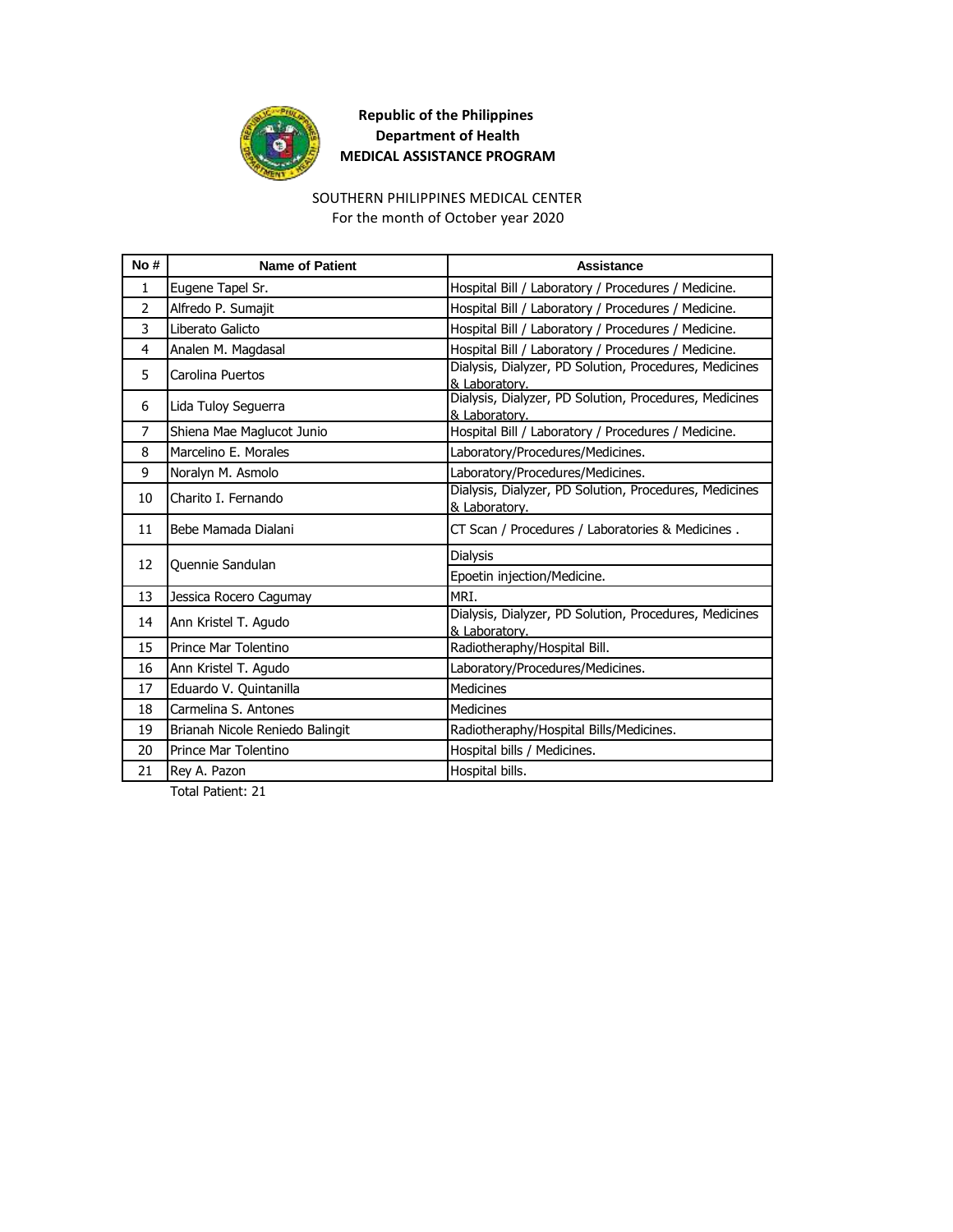**Republic of the Philippines**
**Department of Health**
**MEDICAL ASSISTANCE PROGRAM**

SOUTHERN PHILIPPINES MEDICAL CENTER
For the month of October year 2020

| No # | Name of Patient | Assistance |
|---|---|---|
| 1 | Eugene Tapel Sr. | Hospital Bill / Laboratory / Procedures / Medicine. |
| 2 | Alfredo P. Sumajit | Hospital Bill / Laboratory / Procedures / Medicine. |
| 3 | Liberato Galicto | Hospital Bill / Laboratory / Procedures / Medicine. |
| 4 | Analen M. Magdasal | Hospital Bill / Laboratory / Procedures / Medicine. |
| 5 | Carolina Puertos | Dialysis, Dialyzer, PD Solution, Procedures, Medicines & Laboratory. |
| 6 | Lida Tuloy Seguerra | Dialysis, Dialyzer, PD Solution, Procedures, Medicines & Laboratory. |
| 7 | Shiena Mae Maglucot Junio | Hospital Bill / Laboratory / Procedures / Medicine. |
| 8 | Marcelino E. Morales | Laboratory/Procedures/Medicines. |
| 9 | Noralyn M. Asmolo | Laboratory/Procedures/Medicines. |
| 10 | Charito I. Fernando | Dialysis, Dialyzer, PD Solution, Procedures, Medicines & Laboratory. |
| 11 | Bebe Mamada Dialani | CT Scan / Procedures / Laboratories & Medicines . |
| 12 | Quennie Sandulan | Dialysis |
| | | Epoetin injection/Medicine. |
| 13 | Jessica Rocero Cagumay | MRI. |
| 14 | Ann Kristel T. Agudo | Dialysis, Dialyzer, PD Solution, Procedures, Medicines & Laboratory. |
| 15 | Prince Mar Tolentino | Radiotheraphy/Hospital Bill. |
| 16 | Ann Kristel T. Agudo | Laboratory/Procedures/Medicines. |
| 17 | Eduardo V. Quintanilla | Medicines |
| 18 | Carmelina S. Antones | Medicines |
| 19 | Brianah Nicole Reniedo Balingit | Radiotheraphy/Hospital Bills/Medicines. |
| 20 | Prince Mar Tolentino | Hospital bills / Medicines. |
| 21 | Rey A. Pazon | Hospital bills. |

Total Patient: 21